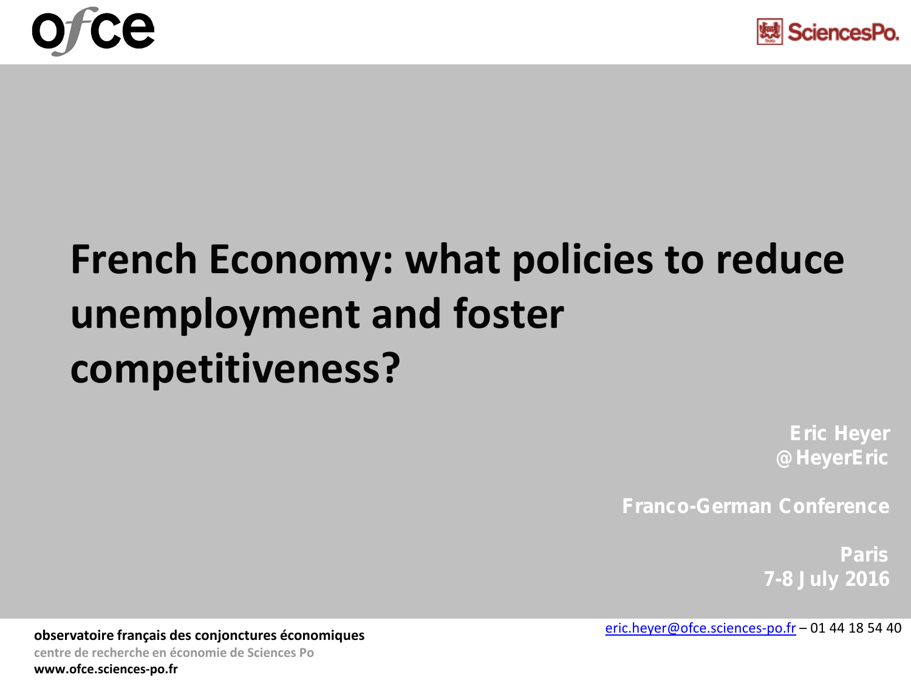ofce

SciencesPo.

# French Economy: what policies to reduce unemployment and foster competitiveness?

**Eric Heyer**
**@HeyerEric**

**Franco-German Conference**

**Paris**
**7-8 July 2016**

**observatoire français des conjonctures économiques**
centre de recherche en économie de Sciences Po
**www.ofce.sciences-po.fr**

eric.heyer@ofce.sciences-po.fr – 01 44 18 54 40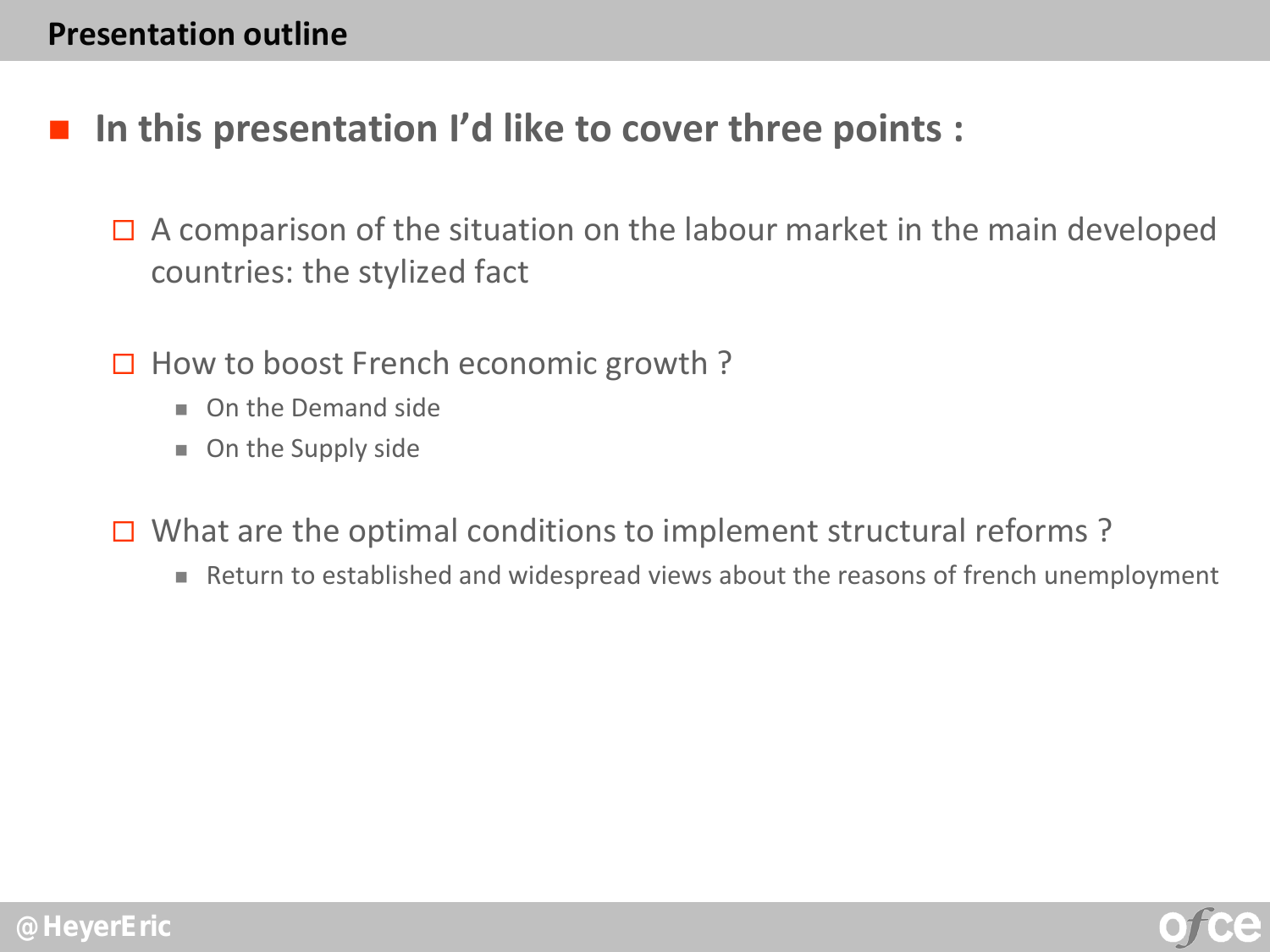## Presentation outline

- **In this presentation I'd like to cover three points :**
  - A comparison of the situation on the labour market in the main developed countries: the stylized fact
  - How to boost French economic growth ?
    - On the Demand side
    - On the Supply side
  - What are the optimal conditions to implement structural reforms ?
    - Return to established and widespread views about the reasons of french unemployment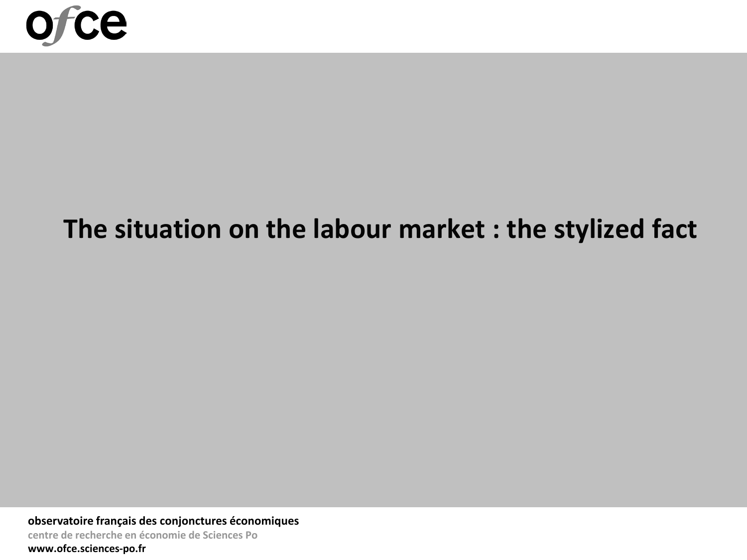# The situation on the labour market : the stylized fact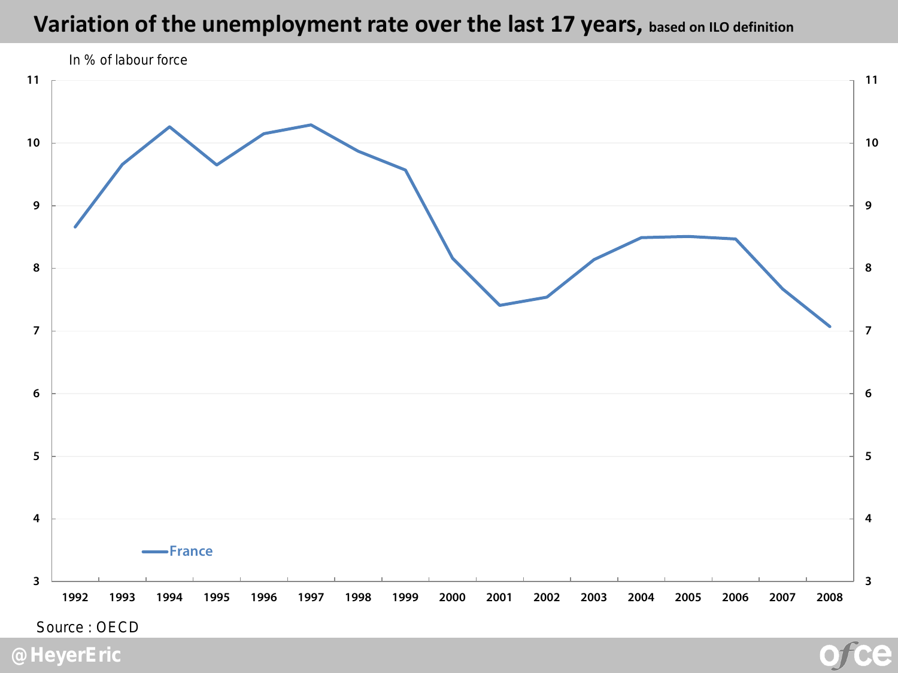# Variation of the unemployment rate over the last 17 years, based on ILO definition

In % of labour force

Source : OECD

@HeyerEric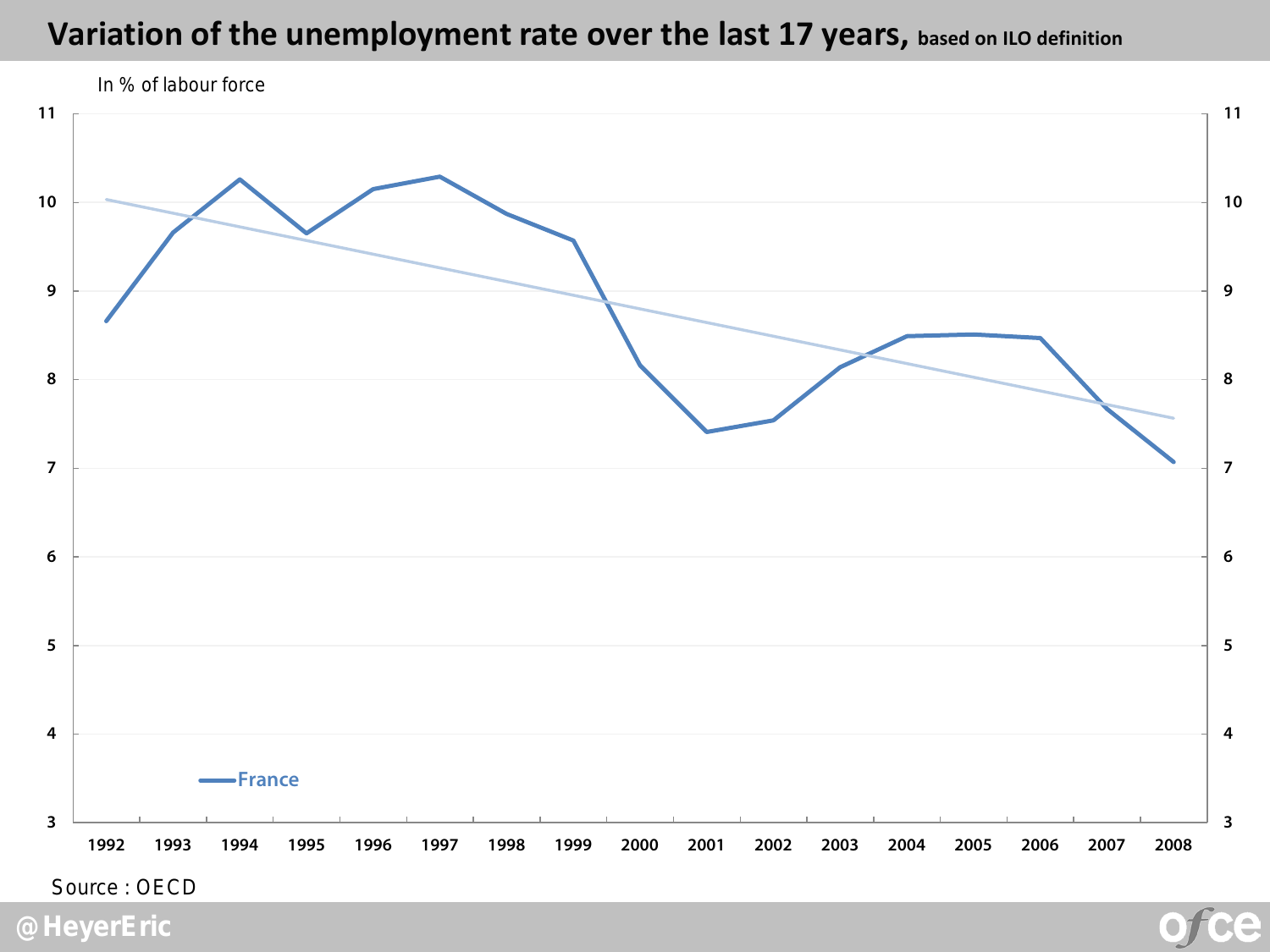# Variation of the unemployment rate over the last 17 years, based on ILO definition

In % of labour force

11
10
9
8
7
6
5
4
3

1992 1993 1994 1995 1996 1997 1998 1999 2000 2001 2002 2003 2004 2005 2006 2007 2008

France

Source : OECD

@HeyerEric

ofce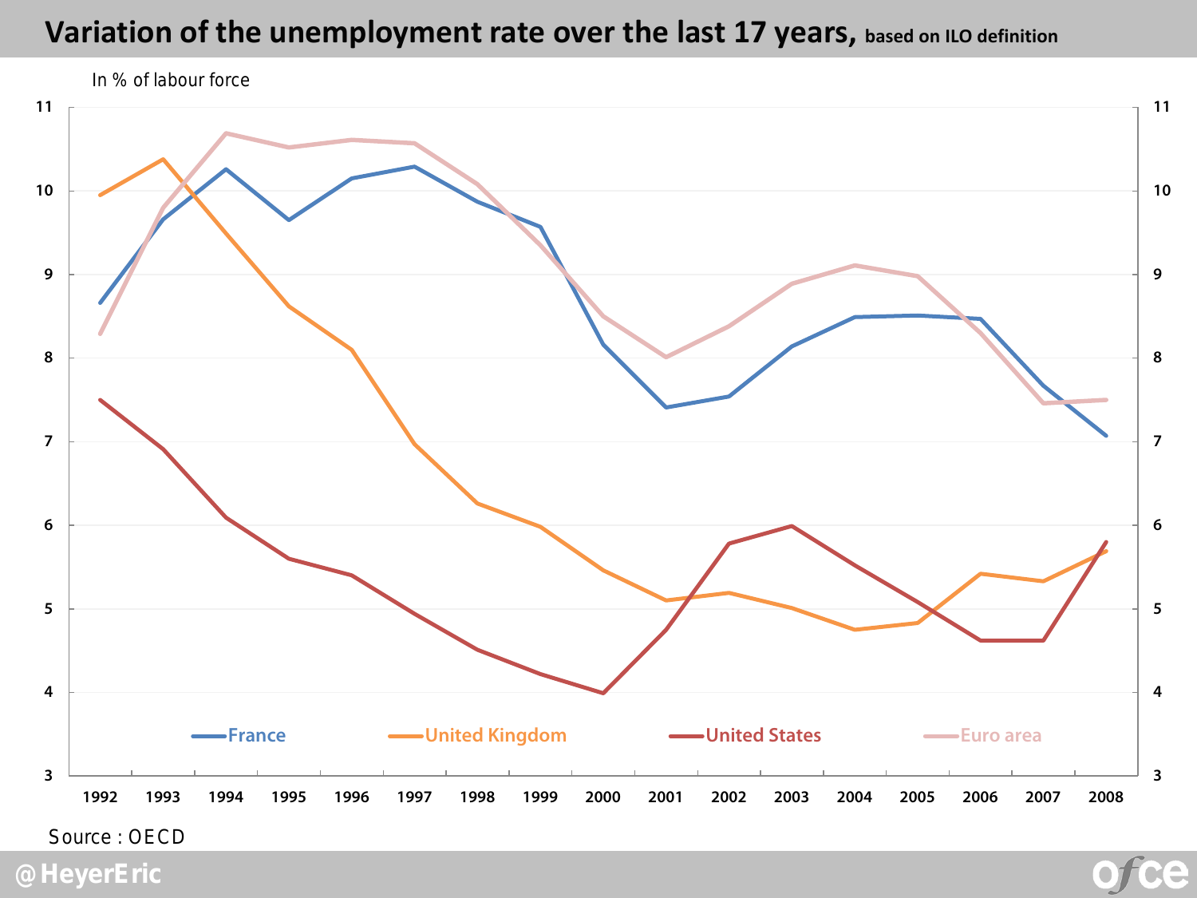# Variation of the unemployment rate over the last 17 years, based on ILO definition

In % of labour force

11
10
9
8
7
6
5
4
3

1992 1993 1994 1995 1996 1997 1998 1999 2000 2001 2002 2003 2004 2005 2006 2007 2008

France
United Kingdom
United States
Euro area

Source : OECD

@HeyerEric

ofce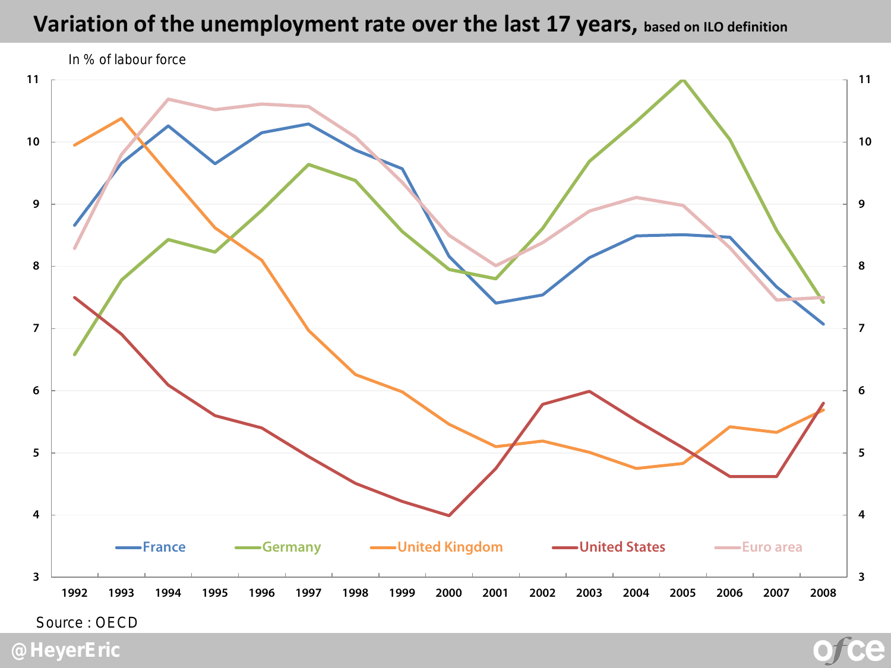# Variation of the unemployment rate over the last 17 years, based on ILO definition

In % of labour force

11
10
9
8
7
6
5
4
3

1992 1993 1994 1995 1996 1997 1998 1999 2000 2001 2002 2003 2004 2005 2006 2007 2008

France
Germany
United Kingdom
United States
Euro area

Source : OECD

@HeyerEric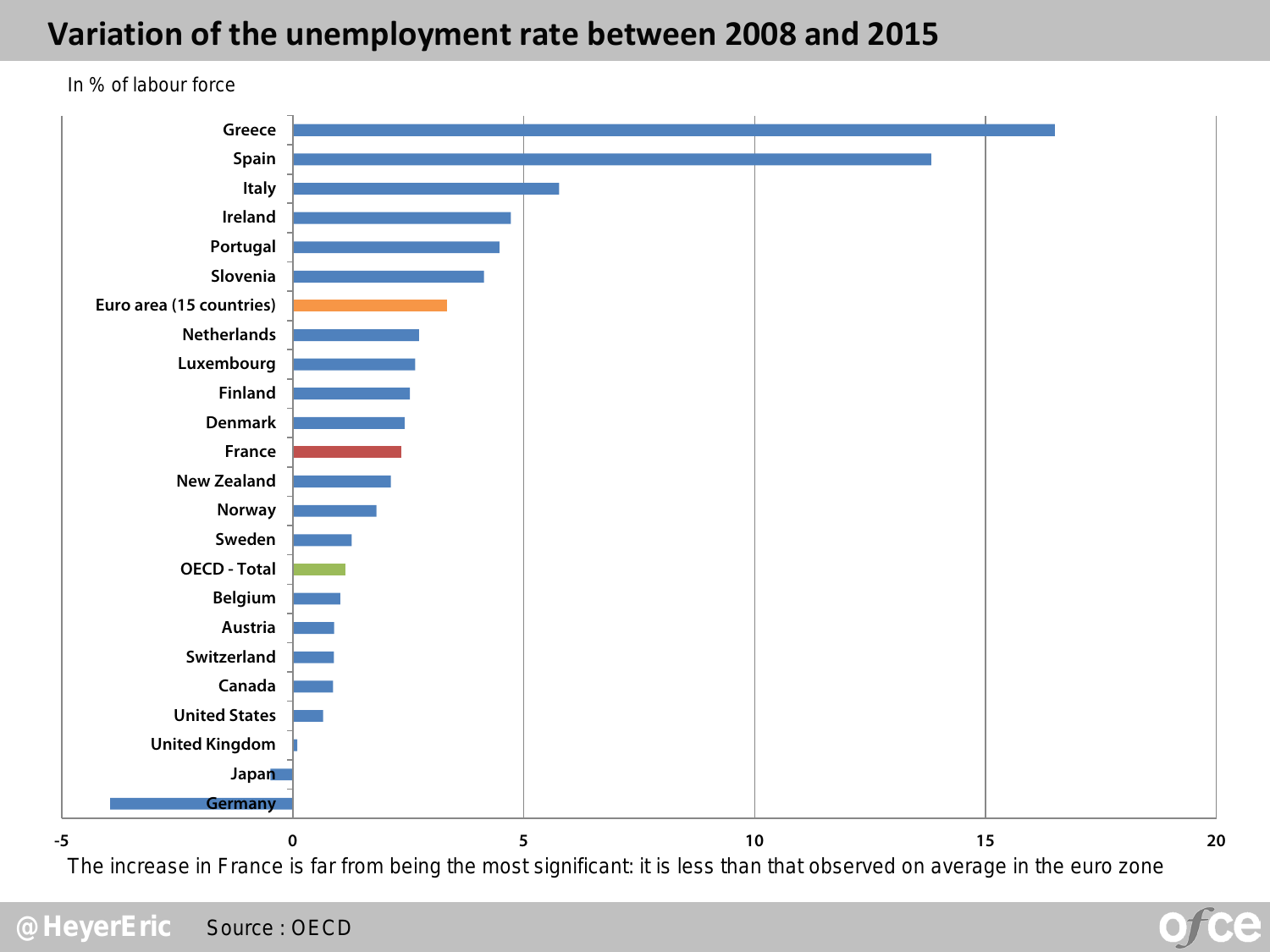# Variation of the unemployment rate between 2008 and 2015

In % of labour force

Greece
Spain
Italy
Ireland
Portugal
Slovenia
Euro area (15 countries)
Netherlands
Luxembourg
Finland
Denmark
France
New Zealand
Norway
Sweden
OECD - Total
Belgium
Austria
Switzerland
Canada
United States
United Kingdom
Japan
Germany

-5
0
5
10
15
20

The increase in France is far from being the most significant: it is less than that observed on average in the euro zone

@HeyerEric Source : OECD

ofce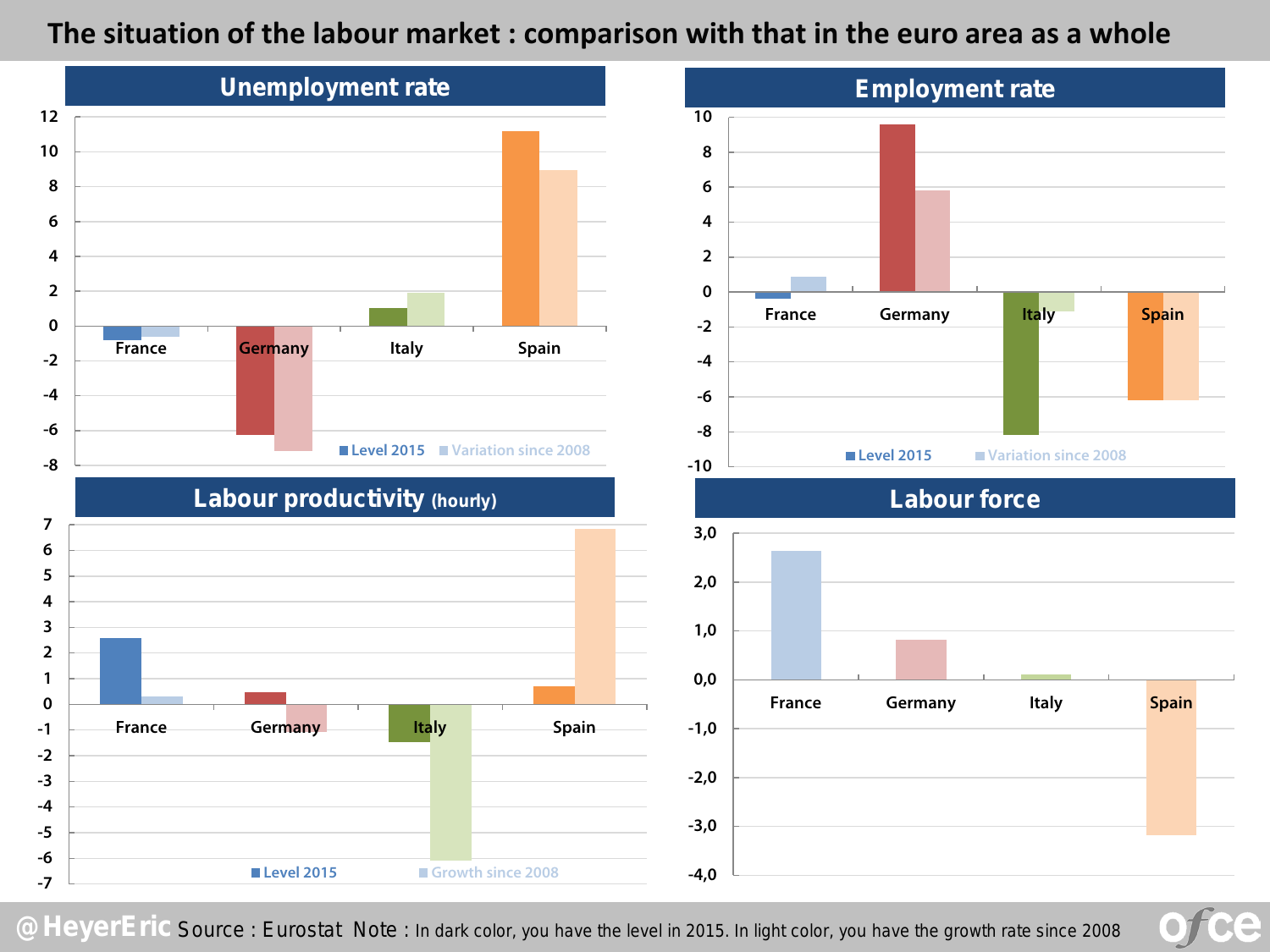# The situation of the labour market : comparison with that in the euro area as a whole

## Unemployment rate

12
10
8
6
4
2
0
-2
-4
-6
-8

France
Germany
Italy
Spain

Level 2015
Variation since 2008

## Employment rate

10
8
6
4
2
0
-2
-4
-6
-8
-10

France
Germany
Italy
Spain

Level 2015
Variation since 2008

## Labour productivity (hourly)

7
6
5
4
3
2
1
0
-1
-2
-3
-4
-5
-6
-7

France
Germany
Italy
Spain

Level 2015
Growth since 2008

## Labour force

3,0
2,0
1,0
0,0
-1,0
-2,0
-3,0
-4,0

France
Germany
Italy
Spain

@HeyerEric Source : Eurostat Note : In dark color, you have the level in 2015. In light color, you have the growth rate since 2008

ofce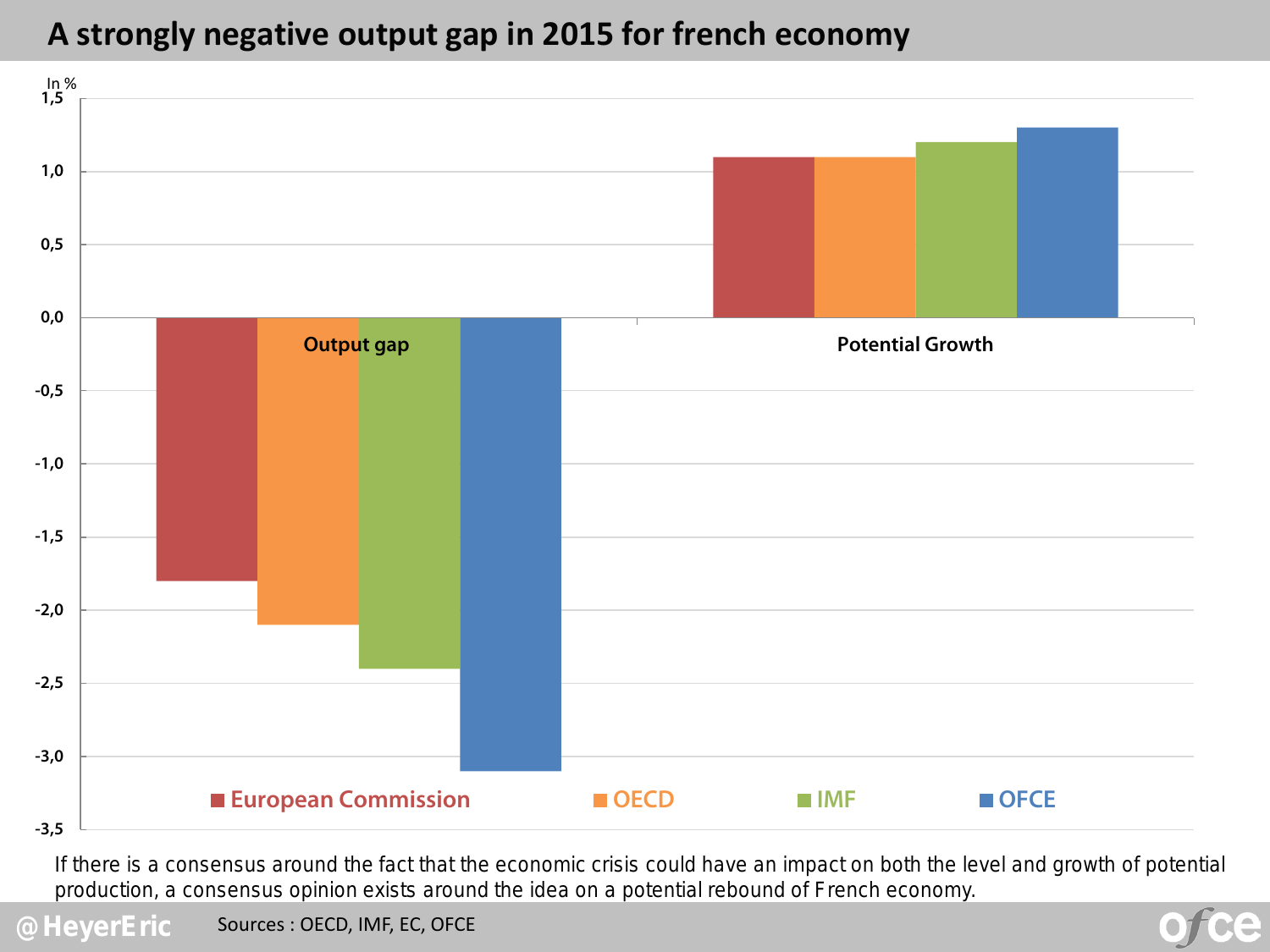# A strongly negative output gap in 2015 for french economy

In %

1,5

1,0

0,5

0,0

-0,5

-1,0

-1,5

-2,0

-2,5

-3,0

-3,5

Output gap

Potential Growth

European Commission

OECD

IMF

OFCE

If there is a consensus around the fact that the economic crisis could have an impact on both the level and growth of potential production, a consensus opinion exists around the idea on a potential rebound of French economy.

@HeyerEric

Sources : OECD, IMF, EC, OFCE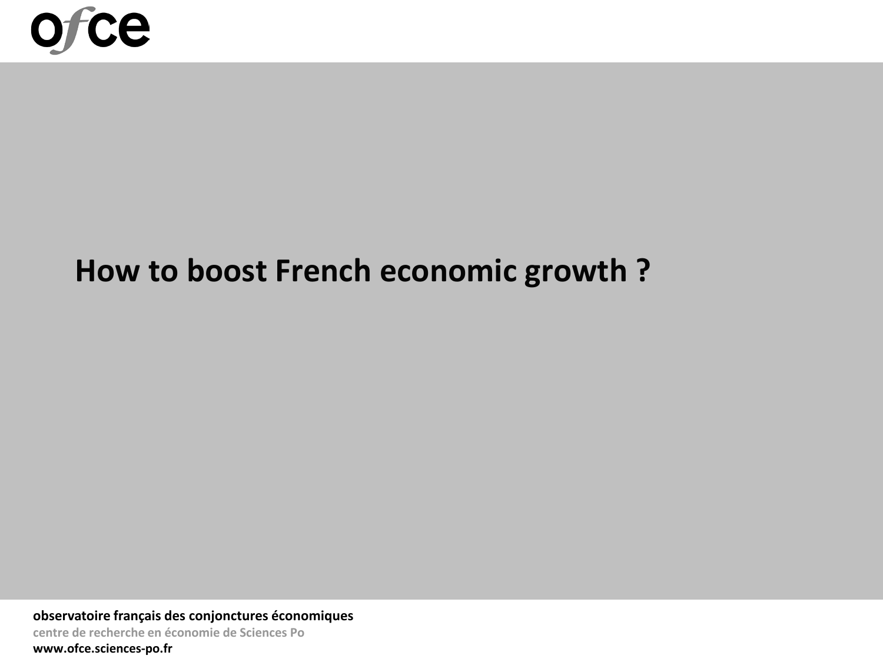# How to boost French economic growth ?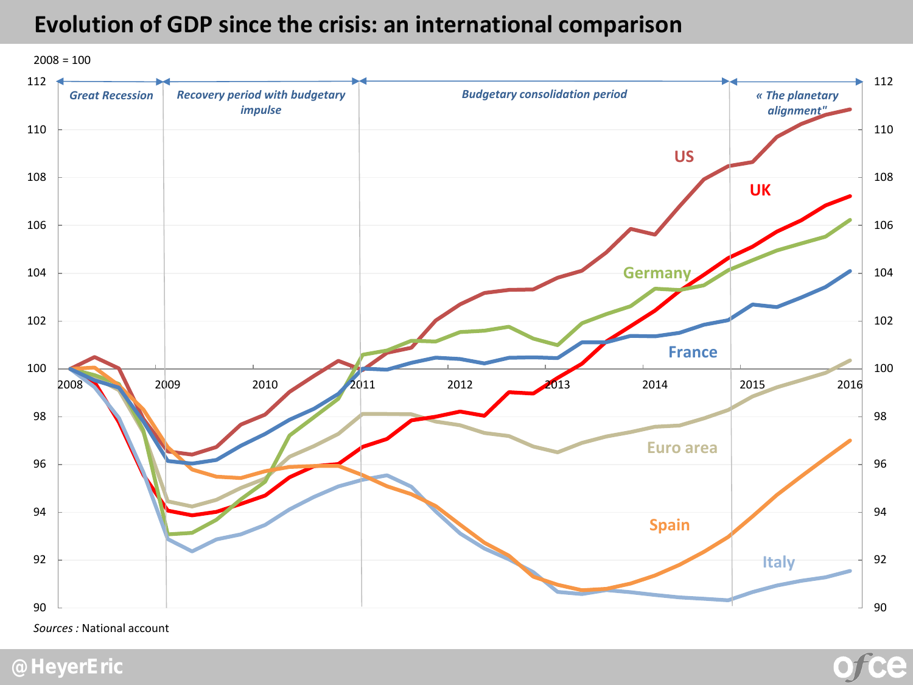# Evolution of GDP since the crisis: an international comparison

2008 = 100

112
110
108
106
104
102
100
98
96
94
92
90

2008
2009
2010
2011
2012
2013
2014
2015
2016

*Great Recession*

*Recovery period with budgetary impulse*

*Budgetary consolidation period*

*« The planetary alignment"*

US

UK

Germany

France

Euro area

Spain

Italy

*Sources :* National account

@HeyerEric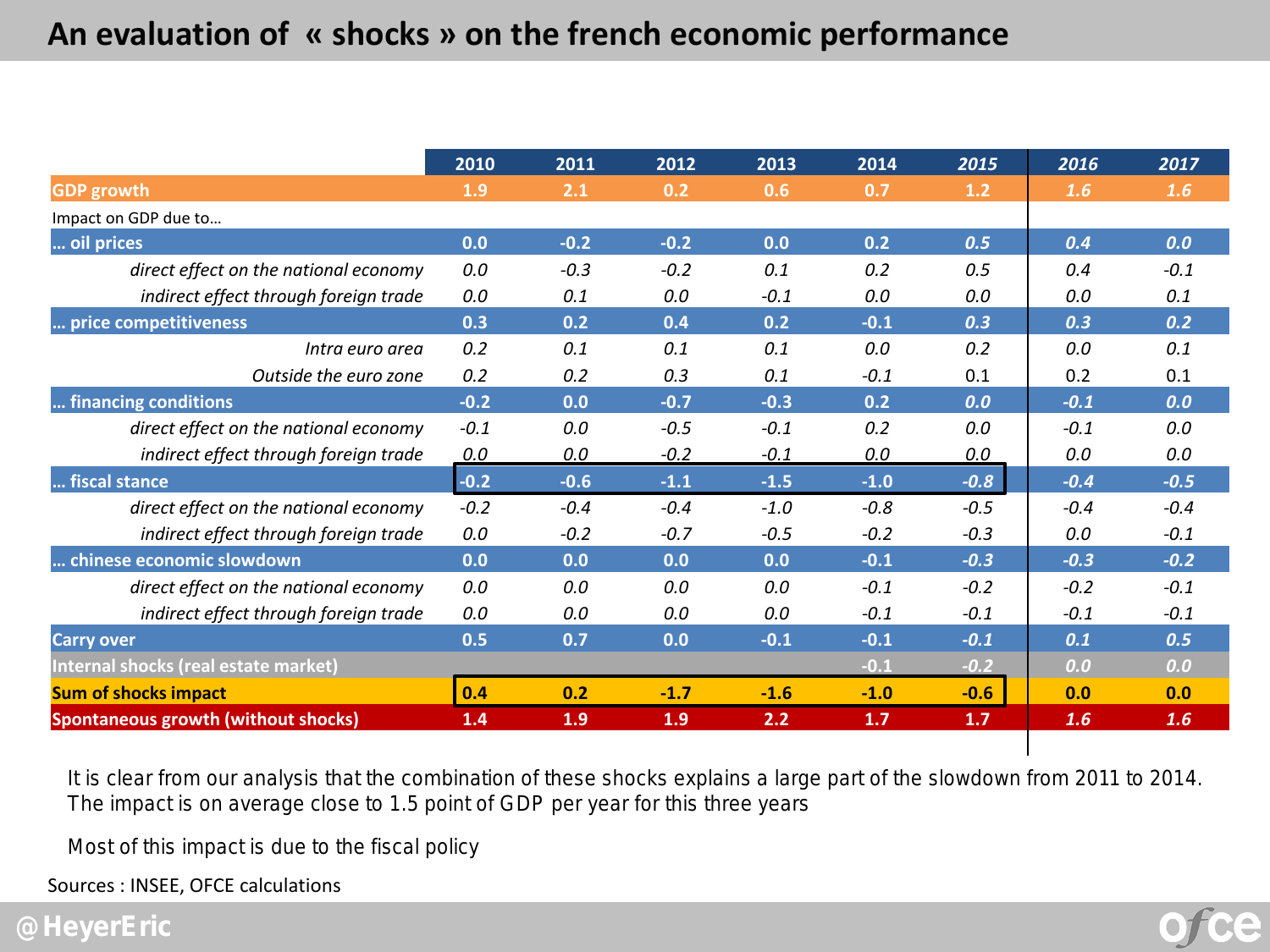# An evaluation of « shocks » on the french economic performance

| | 2010 | 2011 | 2012 | 2013 | 2014 | *2015* | *2016* | *2017* |
|---|---|---|---|---|---|---|---|---|
| **GDP growth** | 1.9 | 2.1 | 0.2 | 0.6 | 0.7 | *1.2* | *1.6* | *1.6* |
| Impact on GDP due to… | | | | | | | | |
| **… oil prices** | 0.0 | -0.2 | -0.2 | 0.0 | 0.2 | *0.5* | *0.4* | *0.0* |
| *direct effect on the national economy* | *0.0* | *-0.3* | *-0.2* | *0.1* | *0.2* | *0.5* | *0.4* | *-0.1* |
| *indirect effect through foreign trade* | *0.0* | *0.1* | *0.0* | *-0.1* | *0.0* | *0.0* | *0.0* | *0.1* |
| **… price competitiveness** | 0.3 | 0.2 | 0.4 | 0.2 | -0.1 | *0.3* | *0.3* | *0.2* |
| *Intra euro area* | *0.2* | *0.1* | *0.1* | *0.1* | *0.0* | *0.2* | *0.0* | *0.1* |
| *Outside the euro zone* | *0.2* | *0.2* | *0.3* | *0.1* | *-0.1* | 0.1 | 0.2 | 0.1 |
| **… financing conditions** | -0.2 | 0.0 | -0.7 | -0.3 | 0.2 | *0.0* | *-0.1* | *0.0* |
| *direct effect on the national economy* | *-0.1* | *0.0* | *-0.5* | *-0.1* | *0.2* | *0.0* | *-0.1* | *0.0* |
| *indirect effect through foreign trade* | *0.0* | *0.0* | *-0.2* | *-0.1* | *0.0* | *0.0* | *0.0* | *0.0* |
| **… fiscal stance** | -0.2 | -0.6 | -1.1 | -1.5 | -1.0 | *-0.8* | *-0.4* | *-0.5* |
| *direct effect on the national economy* | *-0.2* | *-0.4* | *-0.4* | *-1.0* | *-0.8* | *-0.5* | *-0.4* | *-0.4* |
| *indirect effect through foreign trade* | *0.0* | *-0.2* | *-0.7* | *-0.5* | *-0.2* | *-0.3* | *0.0* | *-0.1* |
| **… chinese economic slowdown** | 0.0 | 0.0 | 0.0 | 0.0 | -0.1 | *-0.3* | *-0.3* | *-0.2* |
| *direct effect on the national economy* | *0.0* | *0.0* | *0.0* | *0.0* | *-0.1* | *-0.2* | *-0.2* | *-0.1* |
| *indirect effect through foreign trade* | *0.0* | *0.0* | *0.0* | *0.0* | *-0.1* | *-0.1* | *-0.1* | *-0.1* |
| **Carry over** | 0.5 | 0.7 | 0.0 | -0.1 | -0.1 | *-0.1* | *0.1* | *0.5* |
| **Internal shocks (real estate market)** | | | | | -0.1 | *-0.2* | *0.0* | *0.0* |
| **Sum of shocks impact** | 0.4 | 0.2 | -1.7 | -1.6 | -1.0 | -0.6 | 0.0 | 0.0 |
| **Spontaneous growth (without shocks)** | 1.4 | 1.9 | 1.9 | 2.2 | 1.7 | 1.7 | *1.6* | *1.6* |

It is clear from our analysis that the combination of these shocks explains a large part of the slowdown from 2011 to 2014. The impact is on average close to 1.5 point of GDP per year for this three years

Most of this impact is due to the fiscal policy

Sources : INSEE, OFCE calculations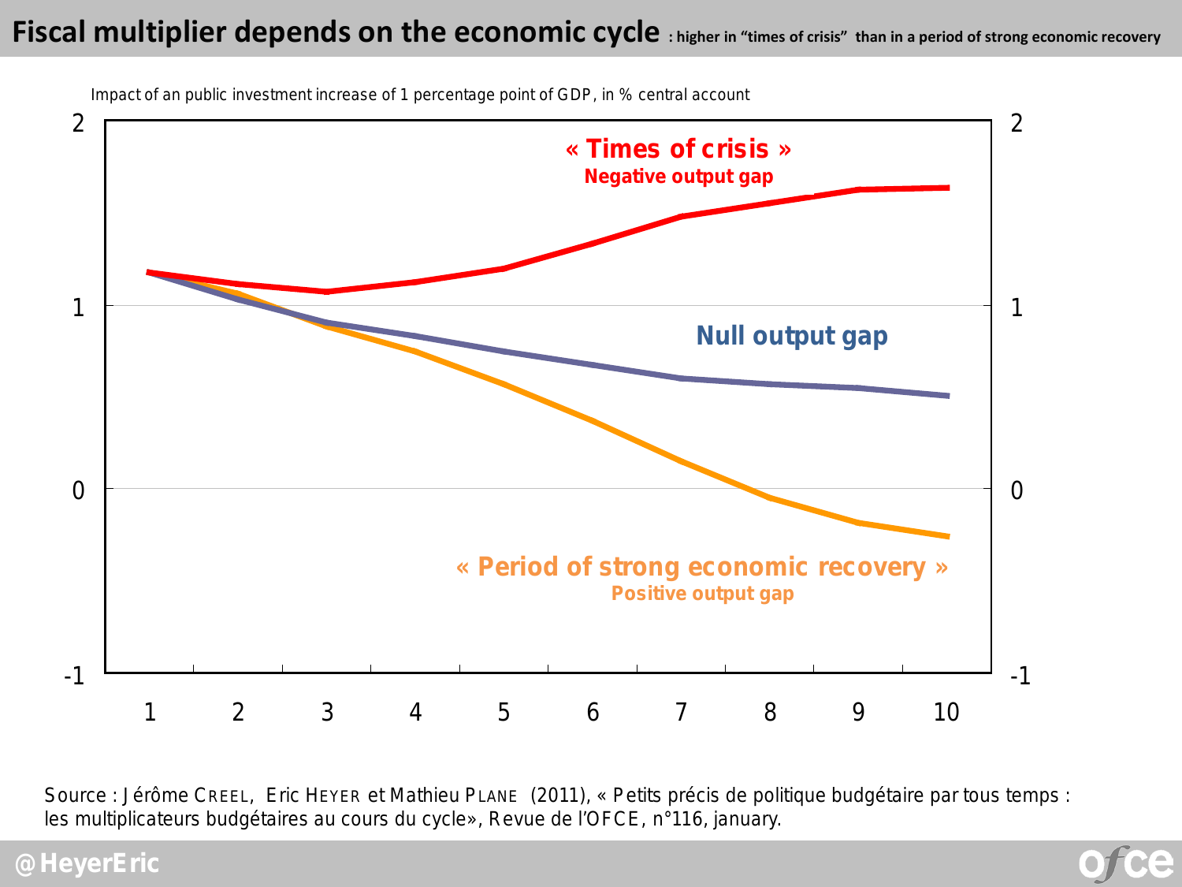# Fiscal multiplier depends on the economic cycle : higher in "times of crisis" than in a period of strong economic recovery

Impact of an public investment increase of 1 percentage point of GDP, in % central account

« Times of crisis »
Negative output gap

Null output gap

« Period of strong economic recovery »
Positive output gap

2
1
0
-1

1 2 3 4 5 6 7 8 9 10

Source : Jérôme CREEL, Eric HEYER et Mathieu PLANE (2011), « Petits précis de politique budgétaire par tous temps : les multiplicateurs budgétaires au cours du cycle», Revue de l'OFCE, n°116, january.

@HeyerEric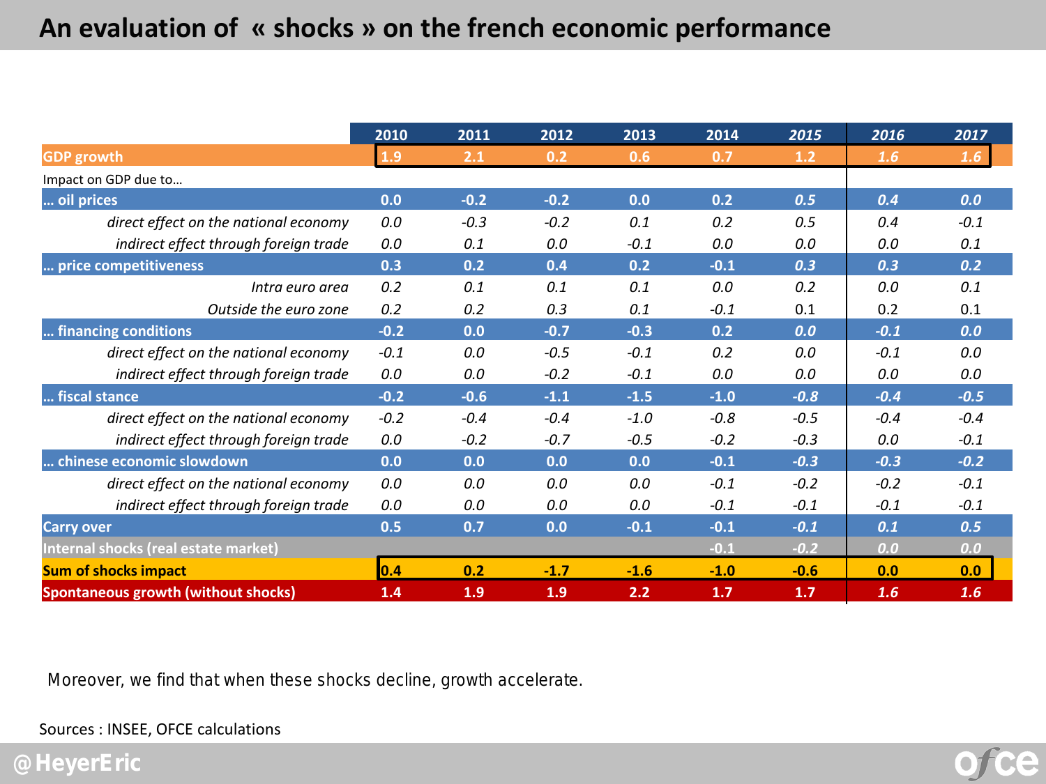# An evaluation of « shocks » on the french economic performance

| | 2010 | 2011 | 2012 | 2013 | 2014 | *2015* | *2016* | *2017* |
|---|---|---|---|---|---|---|---|---|
| **GDP growth** | 1.9 | 2.1 | 0.2 | 0.6 | 0.7 | 1.2 | *1.6* | *1.6* |
| Impact on GDP due to… | | | | | | | | |
| **… oil prices** | **0.0** | **-0.2** | **-0.2** | **0.0** | **0.2** | ***0.5*** | ***0.4*** | ***0.0*** |
| *direct effect on the national economy* | *0.0* | *-0.3* | *-0.2* | *0.1* | *0.2* | *0.5* | *0.4* | *-0.1* |
| *indirect effect through foreign trade* | *0.0* | *0.1* | *0.0* | *-0.1* | *0.0* | *0.0* | *0.0* | *0.1* |
| **… price competitiveness** | **0.3** | **0.2** | **0.4** | **0.2** | **-0.1** | ***0.3*** | ***0.3*** | ***0.2*** |
| *Intra euro area* | *0.2* | *0.1* | *0.1* | *0.1* | *0.0* | *0.2* | *0.0* | *0.1* |
| *Outside the euro zone* | *0.2* | *0.2* | *0.3* | *0.1* | *-0.1* | 0.1 | 0.2 | 0.1 |
| **… financing conditions** | **-0.2** | **0.0** | **-0.7** | **-0.3** | **0.2** | ***0.0*** | ***-0.1*** | ***0.0*** |
| *direct effect on the national economy* | *-0.1* | *0.0* | *-0.5* | *-0.1* | *0.2* | *0.0* | *-0.1* | *0.0* |
| *indirect effect through foreign trade* | *0.0* | *0.0* | *-0.2* | *-0.1* | *0.0* | *0.0* | *0.0* | *0.0* |
| **… fiscal stance** | **-0.2** | **-0.6** | **-1.1** | **-1.5** | **-1.0** | ***-0.8*** | ***-0.4*** | ***-0.5*** |
| *direct effect on the national economy* | *-0.2* | *-0.4* | *-0.4* | *-1.0* | *-0.8* | *-0.5* | *-0.4* | *-0.4* |
| *indirect effect through foreign trade* | *0.0* | *-0.2* | *-0.7* | *-0.5* | *-0.2* | *-0.3* | *0.0* | *-0.1* |
| **… chinese economic slowdown** | **0.0** | **0.0** | **0.0** | **0.0** | **-0.1** | ***-0.3*** | ***-0.3*** | ***-0.2*** |
| *direct effect on the national economy* | *0.0* | *0.0* | *0.0* | *0.0* | *-0.1* | *-0.2* | *-0.2* | *-0.1* |
| *indirect effect through foreign trade* | *0.0* | *0.0* | *0.0* | *0.0* | *-0.1* | *-0.1* | *-0.1* | *-0.1* |
| **Carry over** | **0.5** | **0.7** | **0.0** | **-0.1** | **-0.1** | ***-0.1*** | ***0.1*** | ***0.5*** |
| **Internal shocks (real estate market)** | | | | | **-0.1** | ***-0.2*** | ***0.0*** | ***0.0*** |
| **Sum of shocks impact** | **0.4** | **0.2** | **-1.7** | **-1.6** | **-1.0** | **-0.6** | **0.0** | **0.0** |
| **Spontaneous growth (without shocks)** | **1.4** | **1.9** | **1.9** | **2.2** | **1.7** | **1.7** | ***1.6*** | ***1.6*** |

Moreover, we find that when these shocks decline, growth accelerate.

Sources : INSEE, OFCE calculations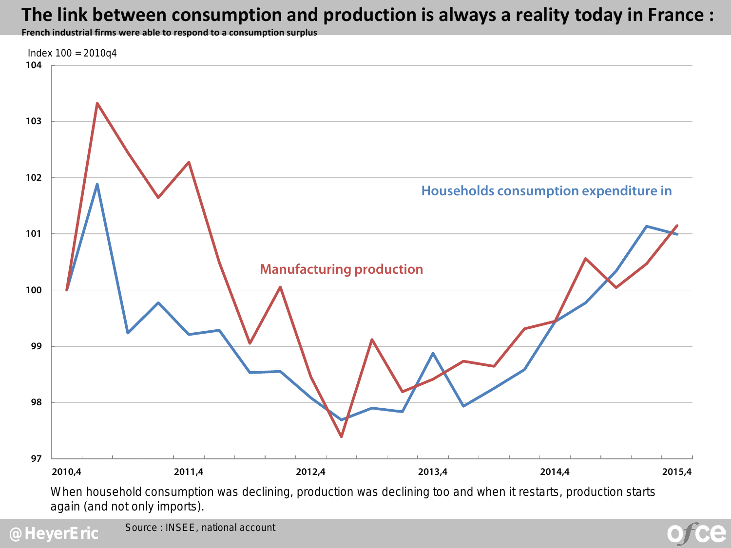# The link between consumption and production is always a reality today in France :

**French industrial firms were able to respond to a consumption surplus**

Index 100 = 2010q4

104
103
102
101
100
99
98
97

2010,4
2011,4
2012,4
2013,4
2014,4
2015,4

Households consumption expenditure in

Manufacturing production

When household consumption was declining, production was declining too and when it restarts, production starts again (and not only imports).

@HeyerEric

Source : INSEE, national account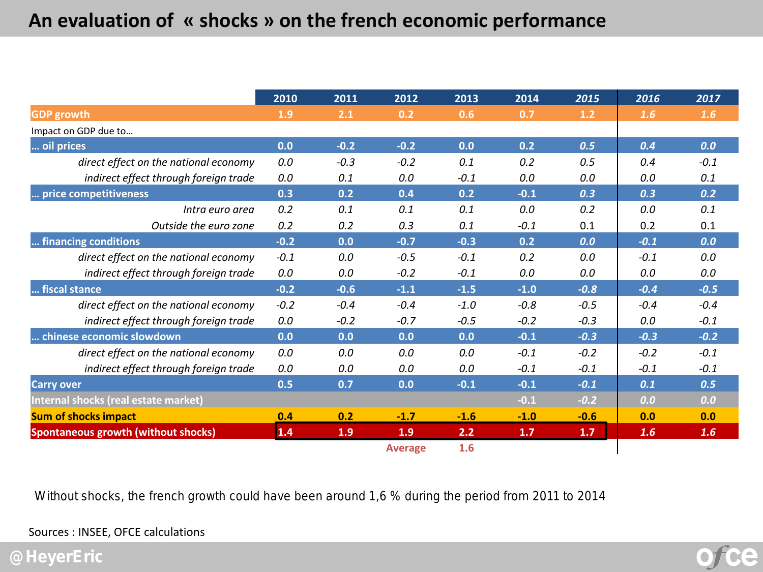# An evaluation of « shocks » on the french economic performance

| | 2010 | 2011 | 2012 | 2013 | 2014 | *2015* | *2016* | *2017* |
|---|---|---|---|---|---|---|---|---|
| **GDP growth** | 1.9 | 2.1 | 0.2 | 0.6 | 0.7 | *1.2* | *1.6* | *1.6* |
| Impact on GDP due to… | | | | | | | | |
| **… oil prices** | 0.0 | -0.2 | -0.2 | 0.0 | 0.2 | *0.5* | *0.4* | *0.0* |
| *direct effect on the national economy* | *0.0* | *-0.3* | *-0.2* | *0.1* | *0.2* | *0.5* | *0.4* | *-0.1* |
| *indirect effect through foreign trade* | *0.0* | *0.1* | *0.0* | *-0.1* | *0.0* | *0.0* | *0.0* | *0.1* |
| **… price competitiveness** | 0.3 | 0.2 | 0.4 | 0.2 | -0.1 | *0.3* | *0.3* | *0.2* |
| *Intra euro area* | *0.2* | *0.1* | *0.1* | *0.1* | *0.0* | *0.2* | *0.0* | *0.1* |
| *Outside the euro zone* | *0.2* | *0.2* | *0.3* | *0.1* | *-0.1* | 0.1 | 0.2 | 0.1 |
| **… financing conditions** | -0.2 | 0.0 | -0.7 | -0.3 | 0.2 | *0.0* | *-0.1* | *0.0* |
| *direct effect on the national economy* | *-0.1* | *0.0* | *-0.5* | *-0.1* | *0.2* | *0.0* | *-0.1* | *0.0* |
| *indirect effect through foreign trade* | *0.0* | *0.0* | *-0.2* | *-0.1* | *0.0* | *0.0* | *0.0* | *0.0* |
| **… fiscal stance** | -0.2 | -0.6 | -1.1 | -1.5 | -1.0 | *-0.8* | *-0.4* | *-0.5* |
| *direct effect on the national economy* | *-0.2* | *-0.4* | *-0.4* | *-1.0* | *-0.8* | *-0.5* | *-0.4* | *-0.4* |
| *indirect effect through foreign trade* | *0.0* | *-0.2* | *-0.7* | *-0.5* | *-0.2* | *-0.3* | *0.0* | *-0.1* |
| **… chinese economic slowdown** | 0.0 | 0.0 | 0.0 | 0.0 | -0.1 | *-0.3* | *-0.3* | *-0.2* |
| *direct effect on the national economy* | *0.0* | *0.0* | *0.0* | *0.0* | *-0.1* | *-0.2* | *-0.2* | *-0.1* |
| *indirect effect through foreign trade* | *0.0* | *0.0* | *0.0* | *0.0* | *-0.1* | *-0.1* | *-0.1* | *-0.1* |
| **Carry over** | 0.5 | 0.7 | 0.0 | -0.1 | -0.1 | *-0.1* | *0.1* | *0.5* |
| **Internal shocks (real estate market)** | | | | | -0.1 | *-0.2* | *0.0* | *0.0* |
| **Sum of shocks impact** | 0.4 | 0.2 | -1.7 | -1.6 | -1.0 | -0.6 | 0.0 | 0.0 |
| **Spontaneous growth (without shocks)** | 1.4 | 1.9 | 1.9 | 2.2 | 1.7 | 1.7 | *1.6* | *1.6* |
| | | | Average | 1.6 | | | | |

Without shocks, the french growth could have been around 1,6 % during the period from 2011 to 2014

Sources : INSEE, OFCE calculations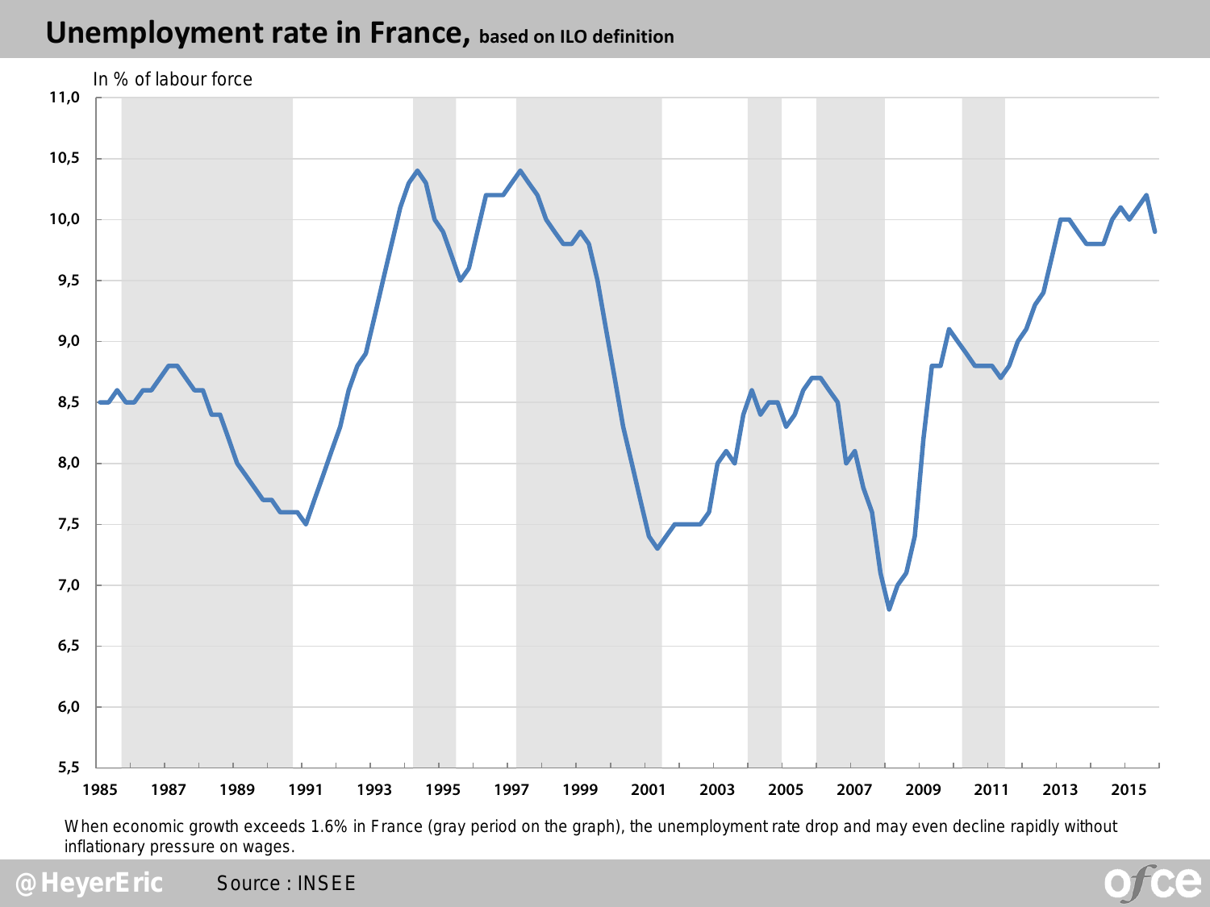# Unemployment rate in France, based on ILO definition

In % of labour force

11,0
10,5
10,0
9,5
9,0
8,5
8,0
7,5
7,0
6,5
6,0
5,5

1985 1987 1989 1991 1993 1995 1997 1999 2001 2003 2005 2007 2009 2011 2013 2015

When economic growth exceeds 1.6% in France (gray period on the graph), the unemployment rate drop and may even decline rapidly without inflationary pressure on wages.

@HeyerEric Source : INSEE

ofce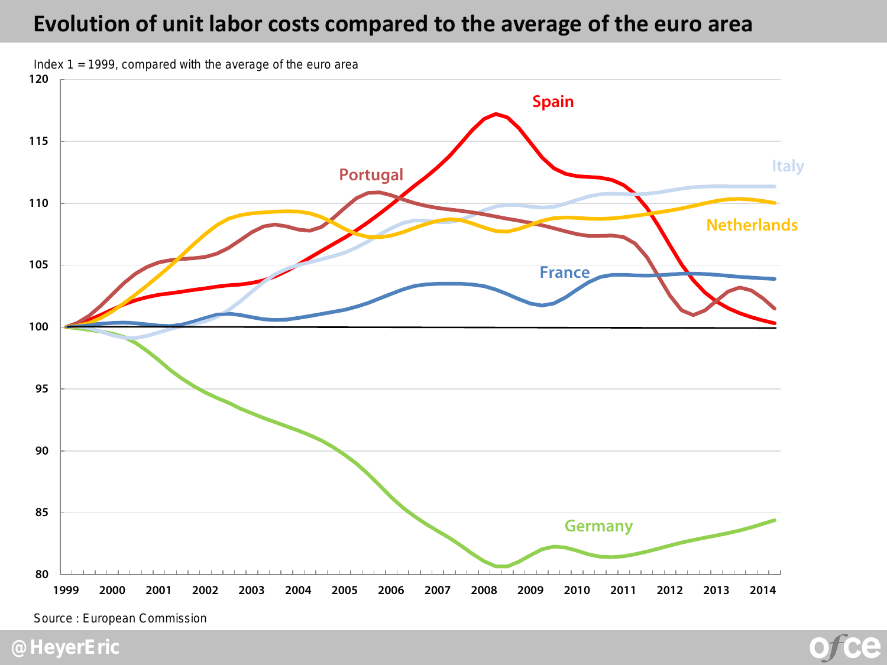# Evolution of unit labor costs compared to the average of the euro area

Index 1 = 1999, compared with the average of the euro area

120
115
110
105
100
95
90
85
80

1999 2000 2001 2002 2003 2004 2005 2006 2007 2008 2009 2010 2011 2012 2013 2014

Spain
Italy
Portugal
Netherlands
France
Germany

Source : European Commission

@HeyerEric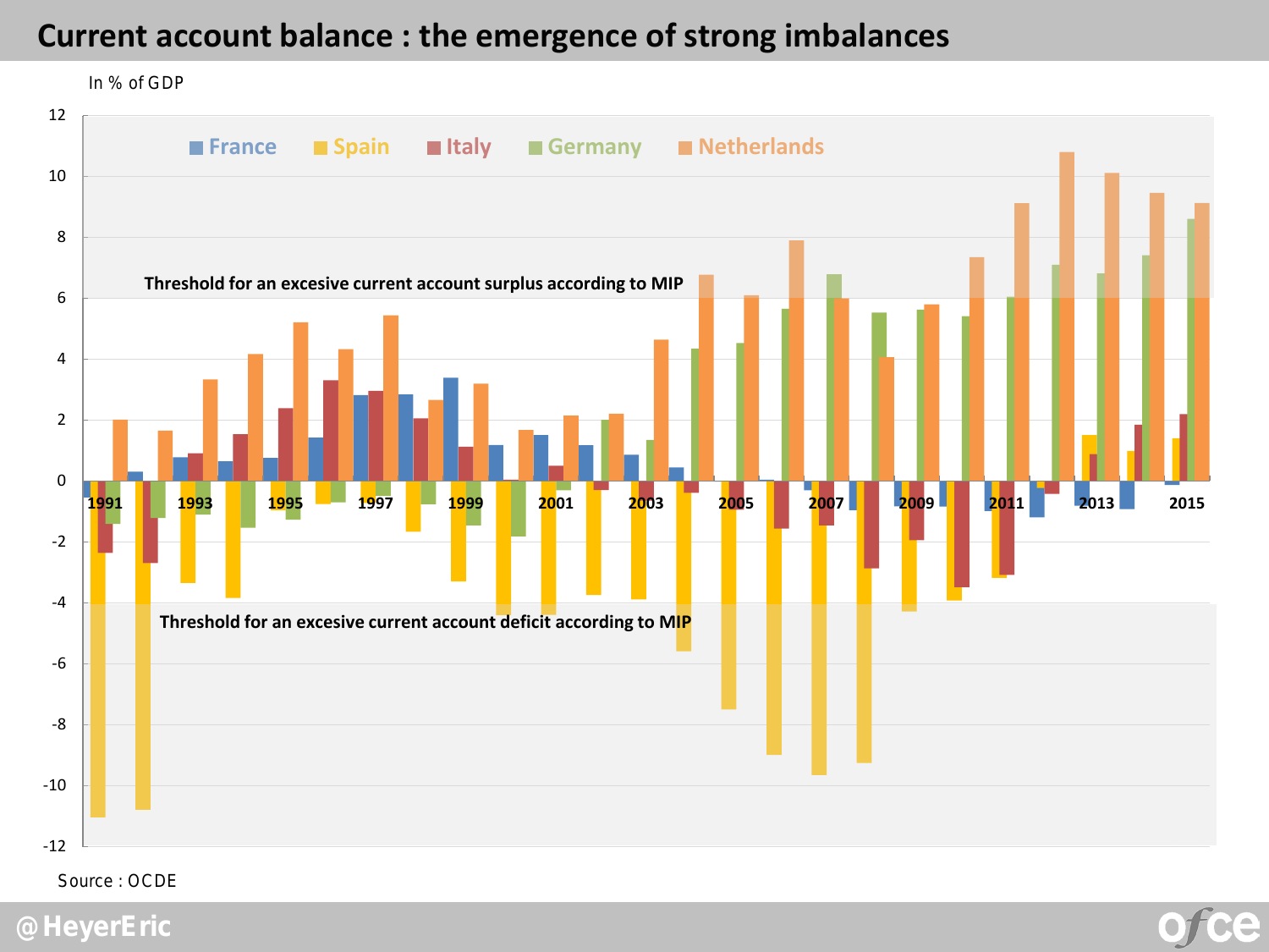# Current account balance : the emergence of strong imbalances

In % of GDP

France Spain Italy Germany Netherlands

Threshold for an excesive current account surplus according to MIP

Threshold for an excesive current account deficit according to MIP

12
10
8
6
4
2
0
-2
-4
-6
-8
-10
-12

1991 1993 1995 1997 1999 2001 2003 2005 2007 2009 2011 2013 2015

Source : OCDE

@HeyerEric

ofce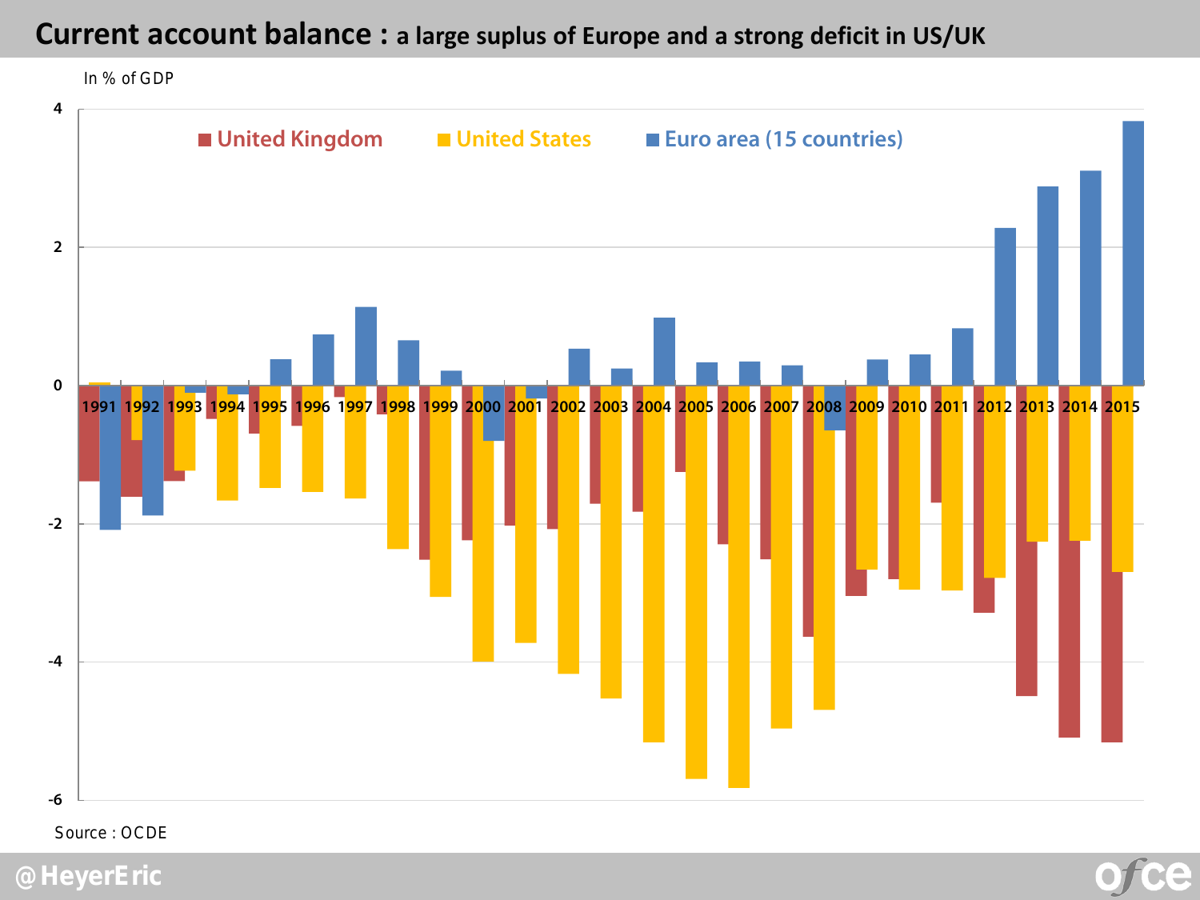# Current account balance : a large suplus of Europe and a strong deficit in US/UK

In % of GDP

United Kingdom | United States | Euro area (15 countries)

Source : OCDE

@HeyerEric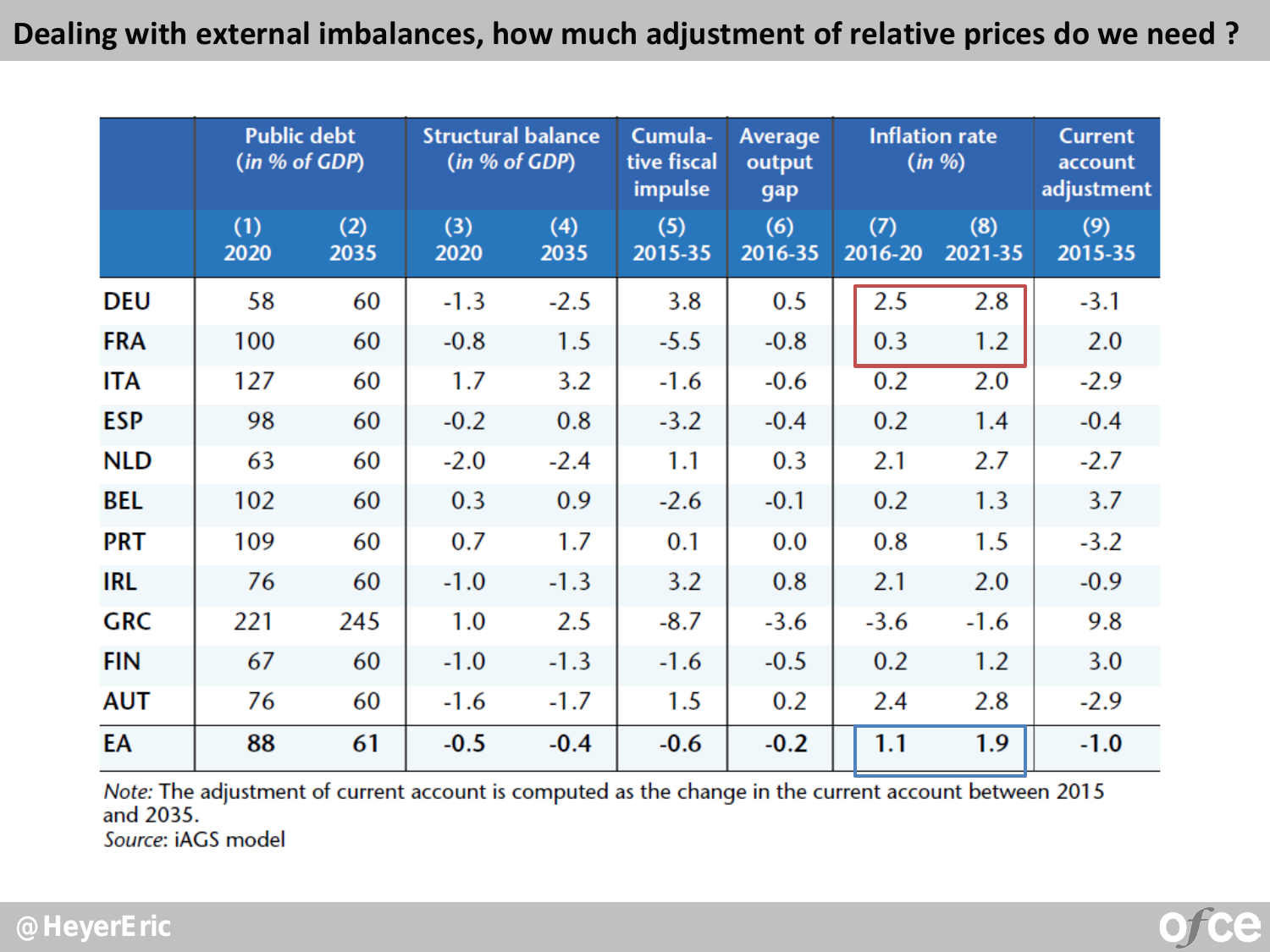# Dealing with external imbalances, how much adjustment of relative prices do we need ?

| | Public debt (*in % of GDP*) | | Structural balance (*in % of GDP*) | | Cumula-tive fiscal impulse | Average output gap | Inflation rate (*in %*) | | Current account adjustment |
|---|---|---|---|---|---|---|---|---|---|
| | (1) 2020 | (2) 2035 | (3) 2020 | (4) 2035 | (5) 2015-35 | (6) 2016-35 | (7) 2016-20 | (8) 2021-35 | (9) 2015-35 |
| DEU | 58 | 60 | -1.3 | -2.5 | 3.8 | 0.5 | 2.5 | 2.8 | -3.1 |
| FRA | 100 | 60 | -0.8 | 1.5 | -5.5 | -0.8 | 0.3 | 1.2 | 2.0 |
| ITA | 127 | 60 | 1.7 | 3.2 | -1.6 | -0.6 | 0.2 | 2.0 | -2.9 |
| ESP | 98 | 60 | -0.2 | 0.8 | -3.2 | -0.4 | 0.2 | 1.4 | -0.4 |
| NLD | 63 | 60 | -2.0 | -2.4 | 1.1 | 0.3 | 2.1 | 2.7 | -2.7 |
| BEL | 102 | 60 | 0.3 | 0.9 | -2.6 | -0.1 | 0.2 | 1.3 | 3.7 |
| PRT | 109 | 60 | 0.7 | 1.7 | 0.1 | 0.0 | 0.8 | 1.5 | -3.2 |
| IRL | 76 | 60 | -1.0 | -1.3 | 3.2 | 0.8 | 2.1 | 2.0 | -0.9 |
| GRC | 221 | 245 | 1.0 | 2.5 | -8.7 | -3.6 | -3.6 | -1.6 | 9.8 |
| FIN | 67 | 60 | -1.0 | -1.3 | -1.6 | -0.5 | 0.2 | 1.2 | 3.0 |
| AUT | 76 | 60 | -1.6 | -1.7 | 1.5 | 0.2 | 2.4 | 2.8 | -2.9 |
| **EA** | **88** | **61** | **-0.5** | **-0.4** | **-0.6** | **-0.2** | **1.1** | **1.9** | **-1.0** |

*Note:* The adjustment of current account is computed as the change in the current account between 2015 and 2035.
*Source*: iAGS model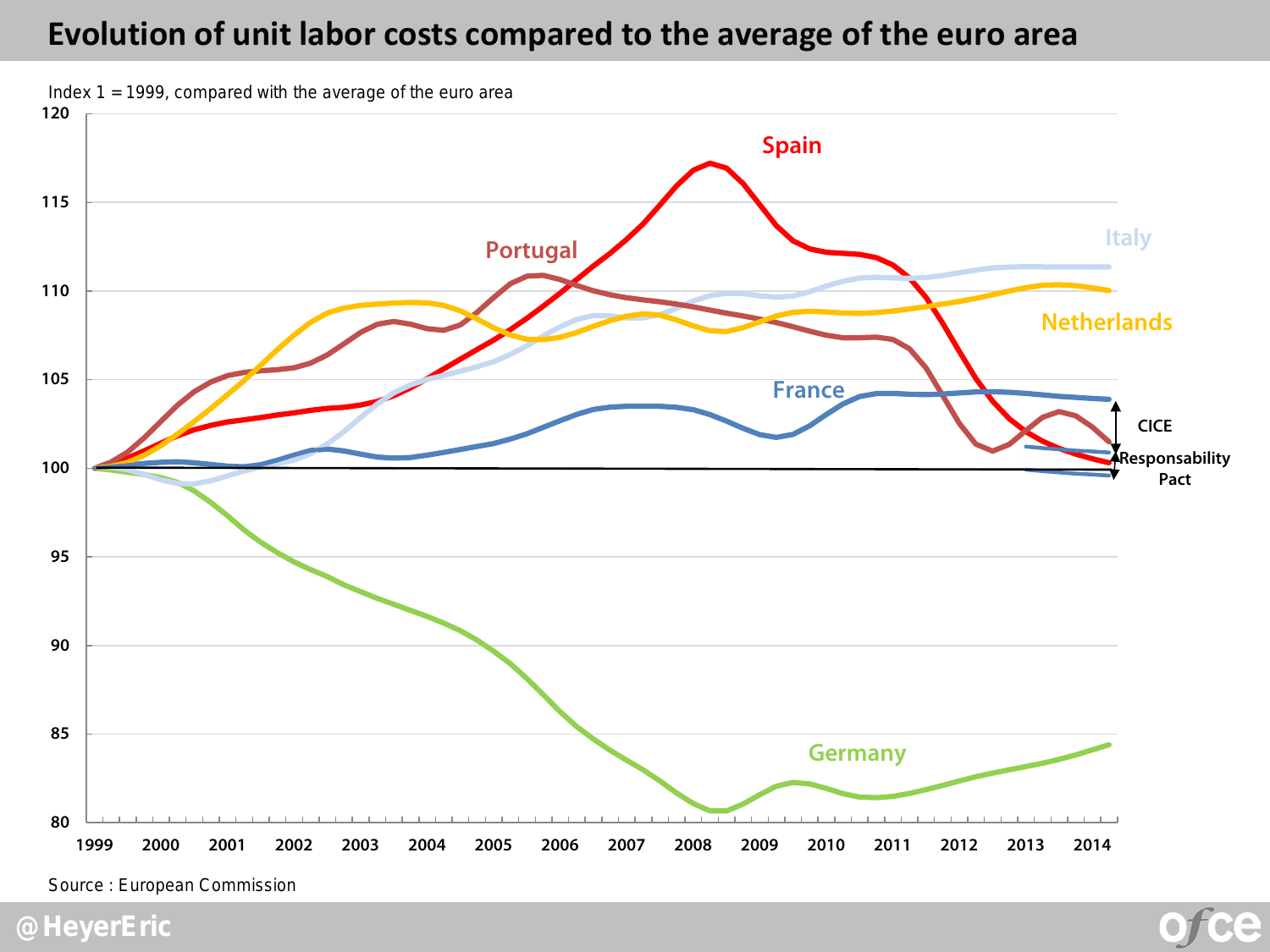# Evolution of unit labor costs compared to the average of the euro area

Index 1 = 1999, compared with the average of the euro area

120
115
110
105
100
95
90
85
80

1999 2000 2001 2002 2003 2004 2005 2006 2007 2008 2009 2010 2011 2012 2013 2014

Spain

Portugal

Italy

Netherlands

France

CICE

Responsability Pact

Germany

Source : European Commission

@HeyerEric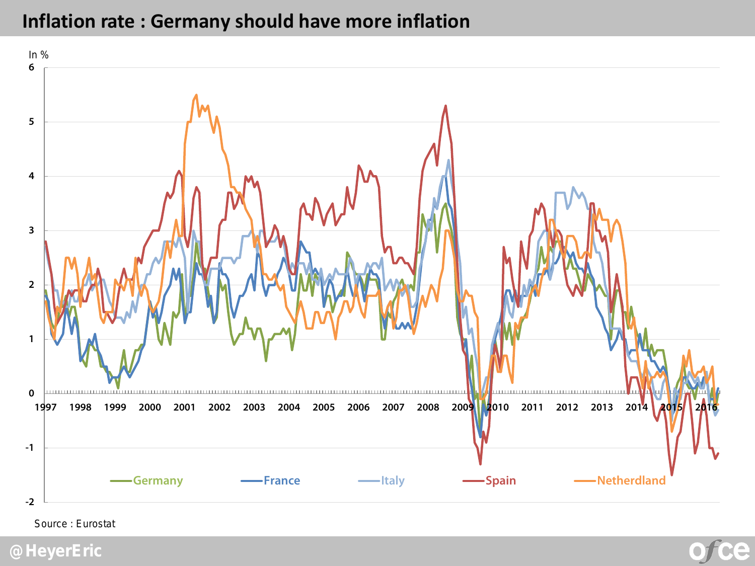# Inflation rate : Germany should have more inflation

In %

6

5

4

3

2

1

0

-1

-2

1997 1998 1999 2000 2001 2002 2003 2004 2005 2006 2007 2008 2009 2010 2011 2012 2013 2014 2015 2016

Germany France Italy Spain Netherdland

Source : Eurostat

@HeyerEric

ofce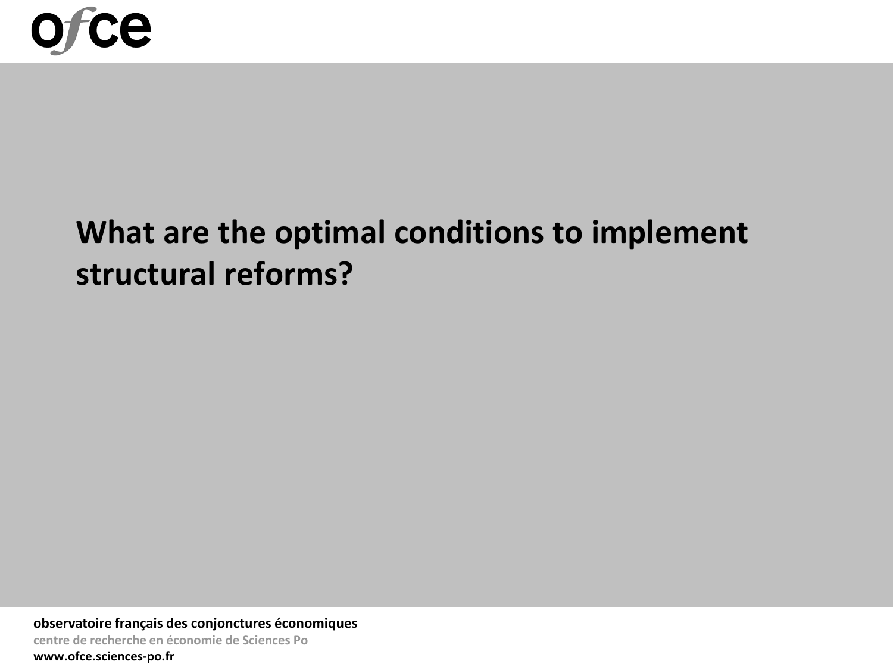# What are the optimal conditions to implement structural reforms?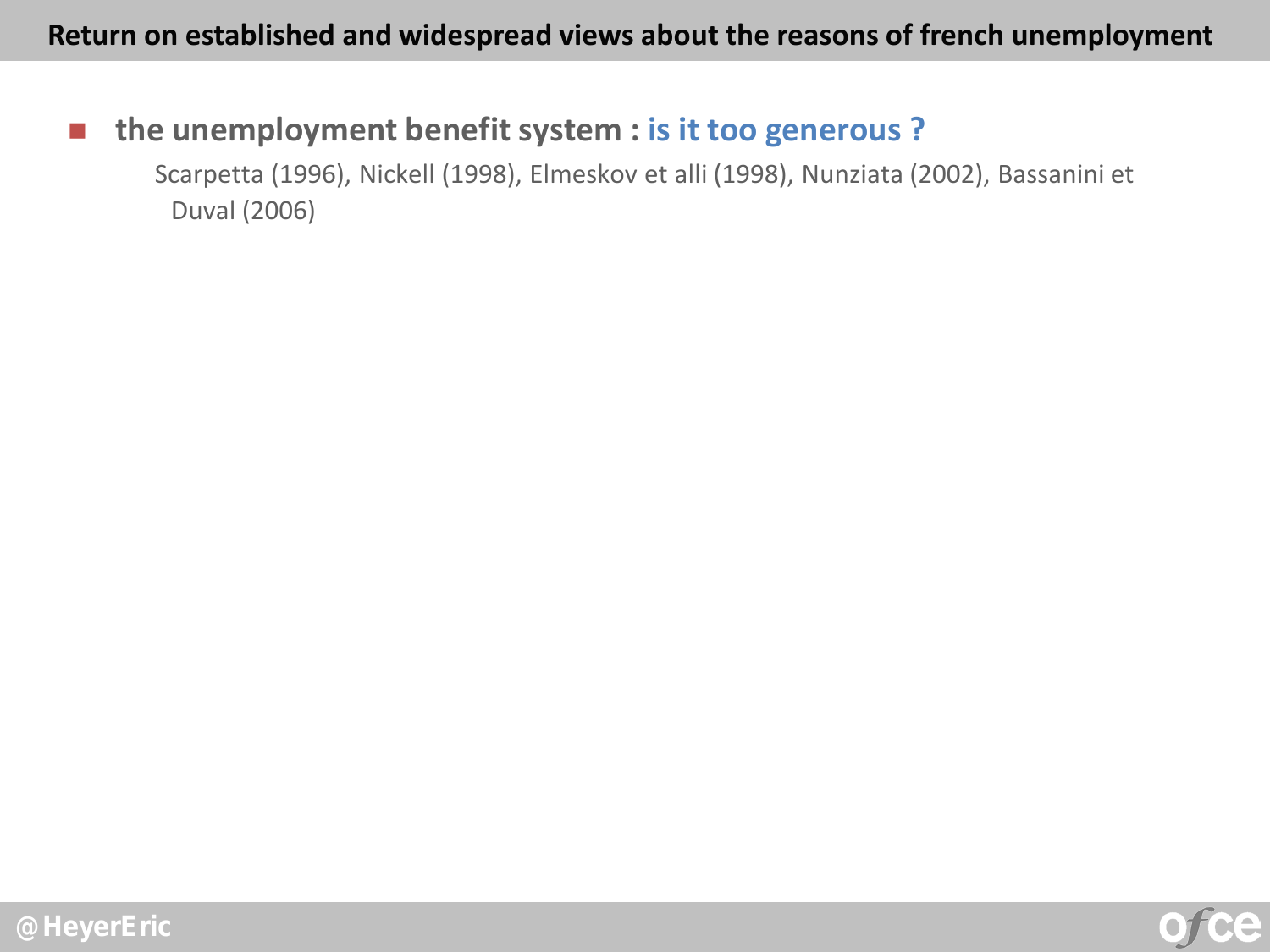## Return on established and widespread views about the reasons of french unemployment

- **the unemployment benefit system : is it too generous ?**

  Scarpetta (1996), Nickell (1998), Elmeskov et alli (1998), Nunziata (2002), Bassanini et Duval (2006)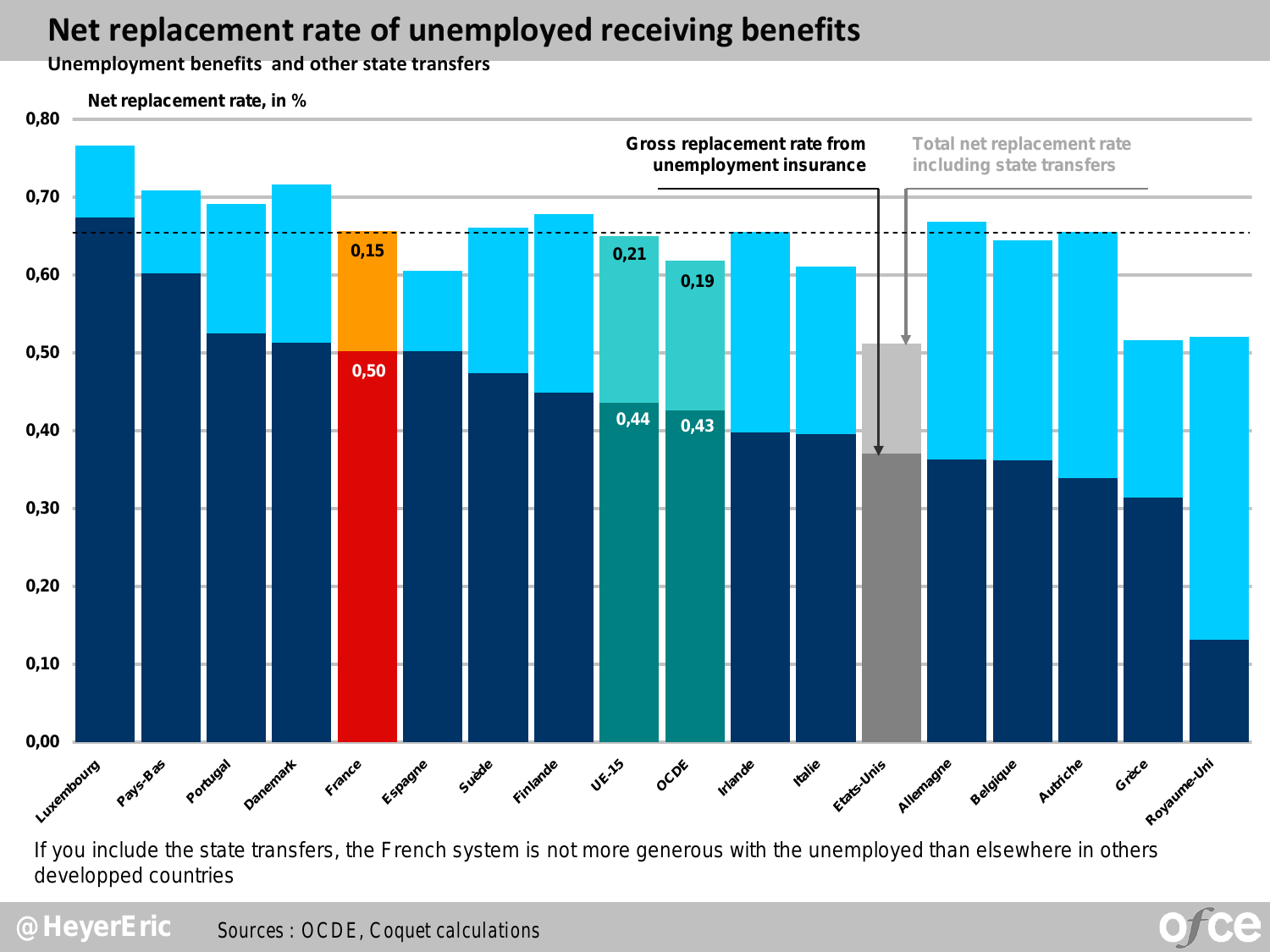# Net replacement rate of unemployed receiving benefits

Unemployment benefits and other state transfers

Net replacement rate, in %

0,80
0,70
0,60
0,50
0,40
0,30
0,20
0,10
0,00

Gross replacement rate from unemployment insurance

Total net replacement rate including state transfers

0,15
0,50
0,21
0,44
0,19
0,43

Luxembourg, Pays-Bas, Portugal, Danemark, France, Espagne, Suède, Finlande, UE-15, OCDE, Irlande, Italie, Etats-Unis, Allemagne, Belgique, Autriche, Grèce, Royaume-Uni

If you include the state transfers, the French system is not more generous with the unemployed than elsewhere in others developped countries

@HeyerEric Sources : OCDE, Coquet calculations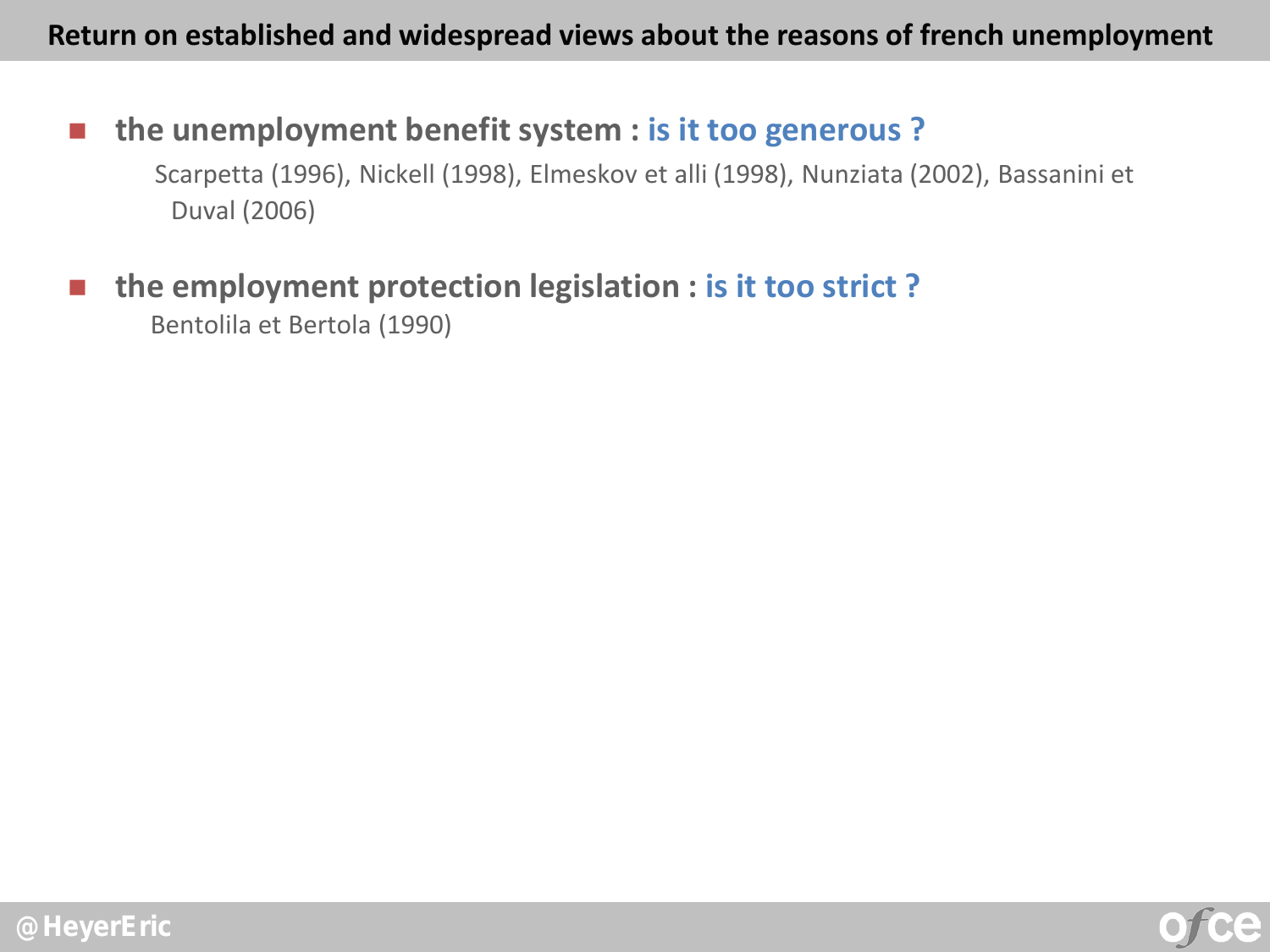## Return on established and widespread views about the reasons of french unemployment

- **the unemployment benefit system : is it too generous ?**

  Scarpetta (1996), Nickell (1998), Elmeskov et alli (1998), Nunziata (2002), Bassanini et Duval (2006)

- **the employment protection legislation : is it too strict ?**

  Bentolila et Bertola (1990)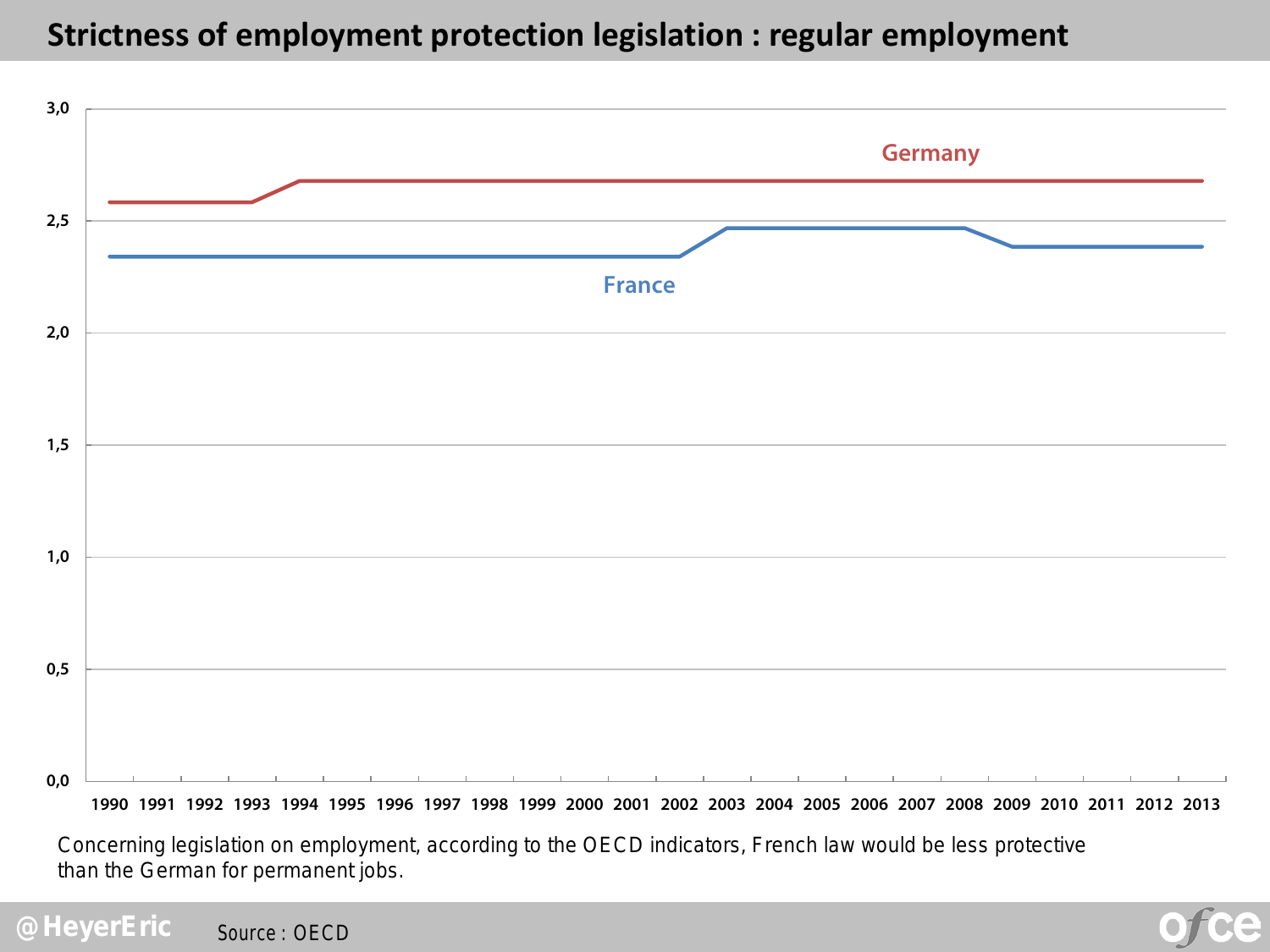# Strictness of employment protection legislation : regular employment

3,0
2,5
2,0
1,5
1,0
0,5
0,0

Germany

France

1990 1991 1992 1993 1994 1995 1996 1997 1998 1999 2000 2001 2002 2003 2004 2005 2006 2007 2008 2009 2010 2011 2012 2013

Concerning legislation on employment, according to the OECD indicators, French law would be less protective than the German for permanent jobs.

@HeyerEric

Source : OECD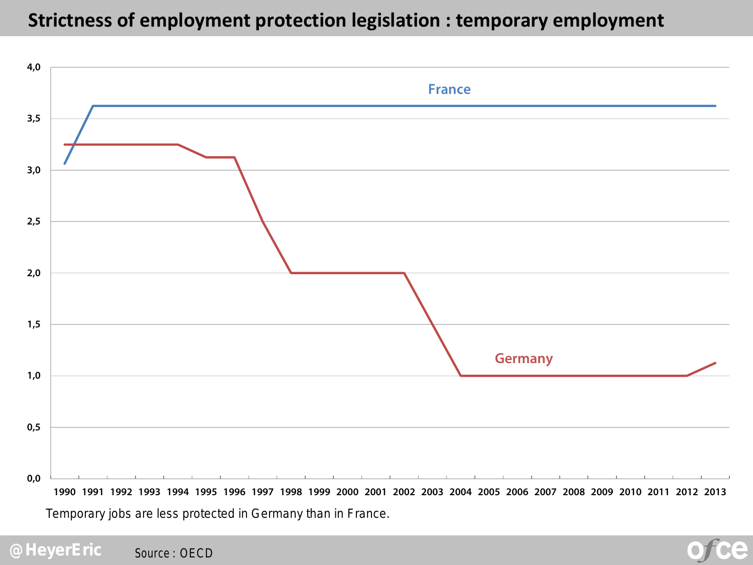# Strictness of employment protection legislation : temporary employment

4,0
3,5
3,0
2,5
2,0
1,5
1,0
0,5
0,0

France

Germany

1990 1991 1992 1993 1994 1995 1996 1997 1998 1999 2000 2001 2002 2003 2004 2005 2006 2007 2008 2009 2010 2011 2012 2013

Temporary jobs are less protected in Germany than in France.

@HeyerEric

Source : OECD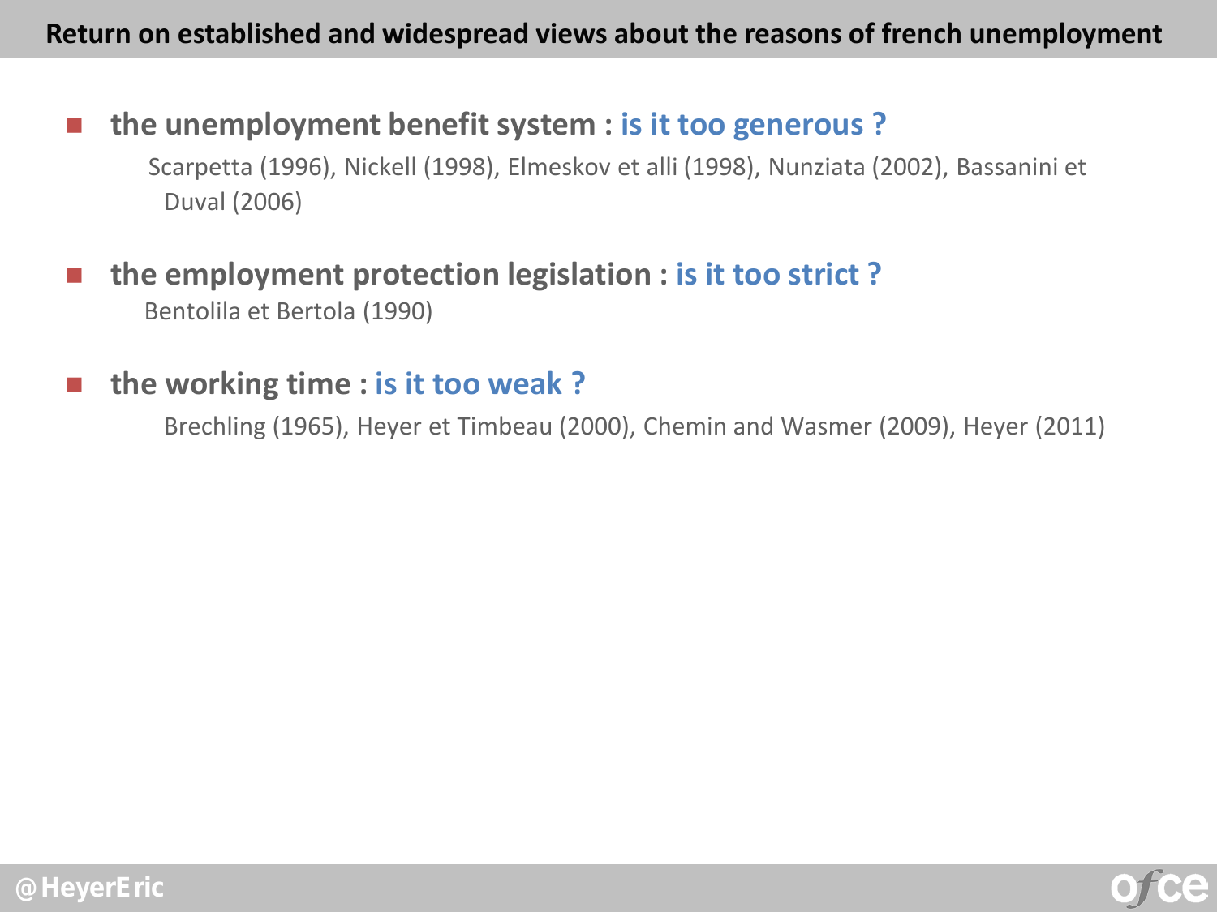# Return on established and widespread views about the reasons of french unemployment

- **the unemployment benefit system : is it too generous ?**

  Scarpetta (1996), Nickell (1998), Elmeskov et alli (1998), Nunziata (2002), Bassanini et Duval (2006)

- **the employment protection legislation : is it too strict ?**

  Bentolila et Bertola (1990)

- **the working time : is it too weak ?**

  Brechling (1965), Heyer et Timbeau (2000), Chemin and Wasmer (2009), Heyer (2011)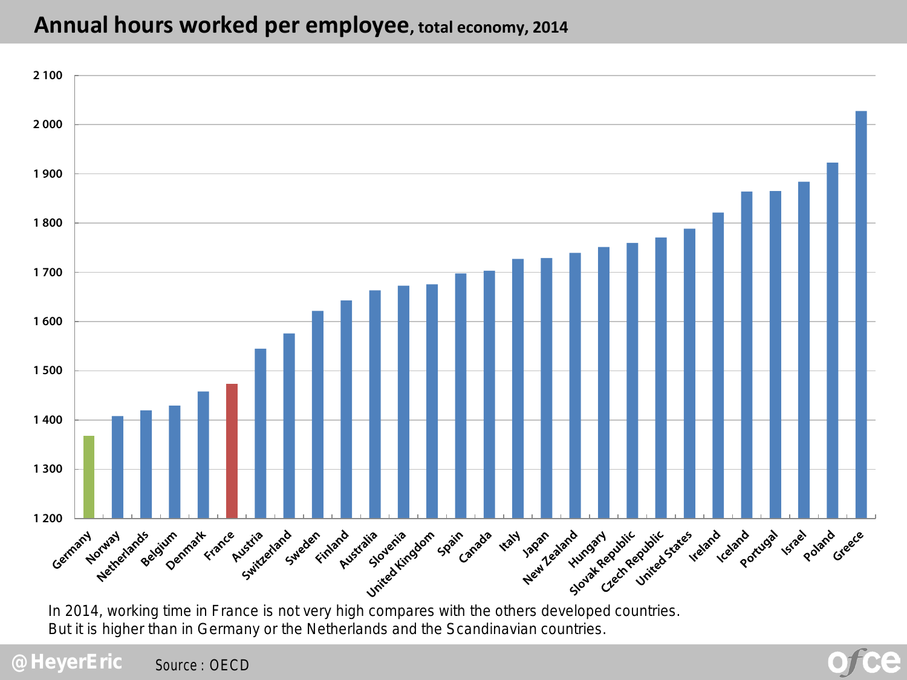## Annual hours worked per employee, total economy, 2014

2 100
2 000
1 900
1 800
1 700
1 600
1 500
1 400
1 300
1 200

Germany
Norway
Netherlands
Belgium
Denmark
France
Austria
Switzerland
Sweden
Finland
Australia
Slovenia
United Kingdom
Spain
Canada
Italy
Japan
New Zealand
Hungary
Slovak Republic
Czech Republic
United States
Ireland
Iceland
Portugal
Israel
Poland
Greece

In 2014, working time in France is not very high compares with the others developed countries.
But it is higher than in Germany or the Netherlands and the Scandinavian countries.

@HeyerEric Source : OECD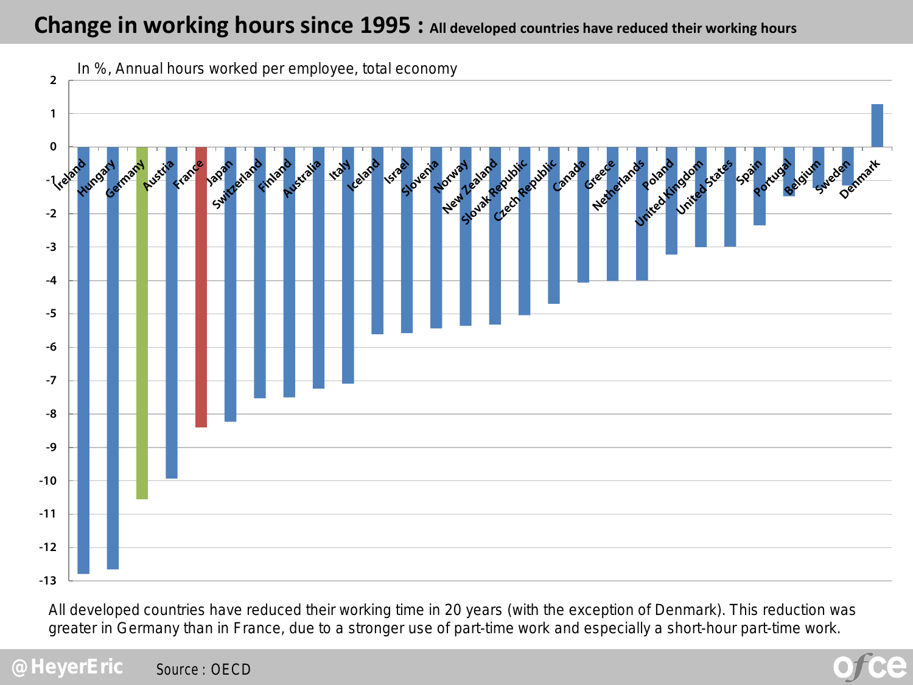# Change in working hours since 1995 : All developed countries have reduced their working hours

In %, Annual hours worked per employee, total economy

2
1
0
-1
-2
-3
-4
-5
-6
-7
-8
-9
-10
-11
-12
-13

Ireland
Hungary
Germany
Austria
France
Japan
Switzerland
Finland
Australia
Italy
Iceland
Israel
Slovenia
Norway
New Zealand
Slovak Republic
Czech Republic
Canada
Greece
Netherlands
Poland
United Kingdom
United States
Spain
Portugal
Belgium
Sweden
Denmark

All developed countries have reduced their working time in 20 years (with the exception of Denmark). This reduction was greater in Germany than in France, due to a stronger use of part-time work and especially a short-hour part-time work.

@HeyerEric Source : OECD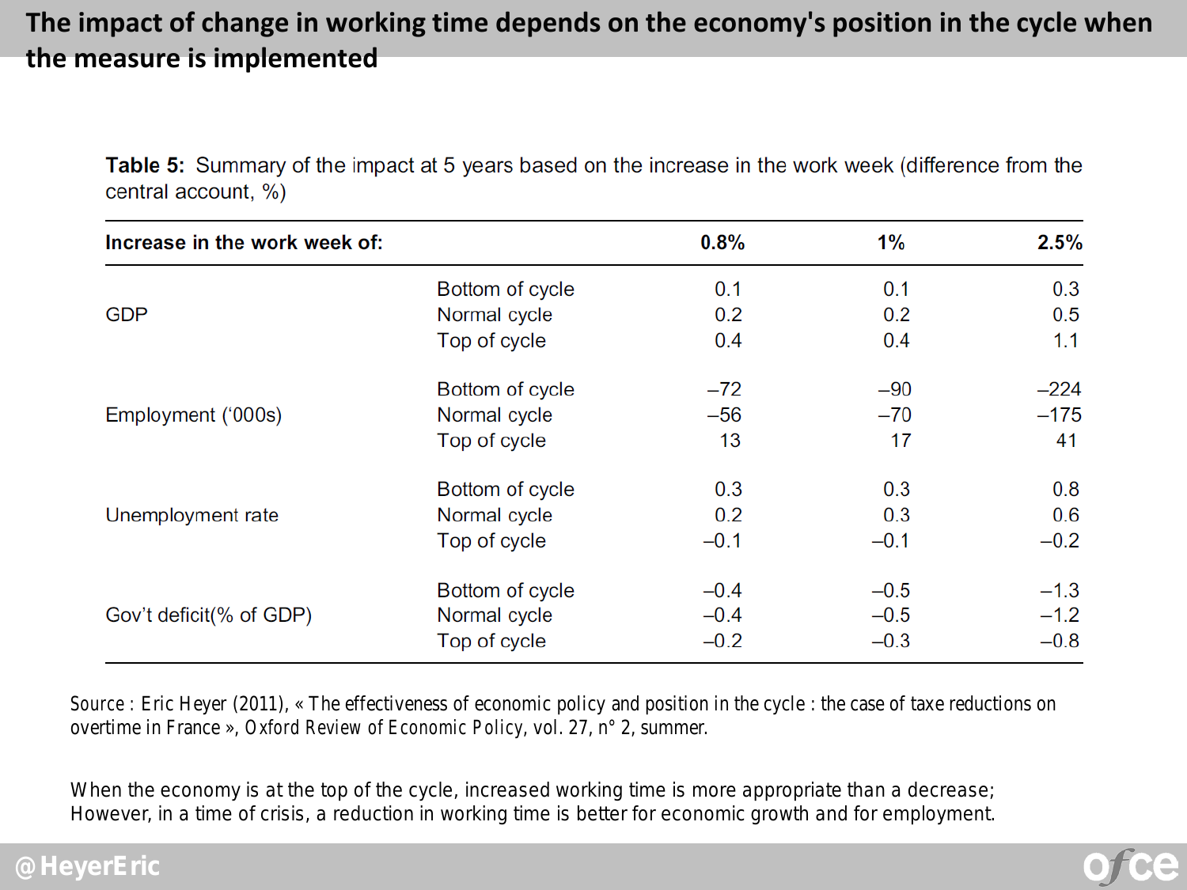# The impact of change in working time depends on the economy's position in the cycle when the measure is implemented

**Table 5:** Summary of the impact at 5 years based on the increase in the work week (difference from the central account, %)

| **Increase in the work week of:** | | **0.8%** | **1%** | **2.5%** |
|---|---|---|---|---|
| GDP | Bottom of cycle | 0.1 | 0.1 | 0.3 |
| | Normal cycle | 0.2 | 0.2 | 0.5 |
| | Top of cycle | 0.4 | 0.4 | 1.1 |
| Employment ('000s) | Bottom of cycle | –72 | –90 | –224 |
| | Normal cycle | –56 | –70 | –175 |
| | Top of cycle | 13 | 17 | 41 |
| Unemployment rate | Bottom of cycle | 0.3 | 0.3 | 0.8 |
| | Normal cycle | 0.2 | 0.3 | 0.6 |
| | Top of cycle | –0.1 | –0.1 | –0.2 |
| Gov't deficit(% of GDP) | Bottom of cycle | –0.4 | –0.5 | –1.3 |
| | Normal cycle | –0.4 | –0.5 | –1.2 |
| | Top of cycle | –0.2 | –0.3 | –0.8 |

Source : Eric Heyer (2011), « The effectiveness of economic policy and position in the cycle : the case of taxe reductions on overtime in France », Oxford Review of Economic Policy, vol. 27, n° 2, summer.

When the economy is at the top of the cycle, increased working time is more appropriate than a decrease; However, in a time of crisis, a reduction in working time is better for economic growth and for employment.

@HeyerEric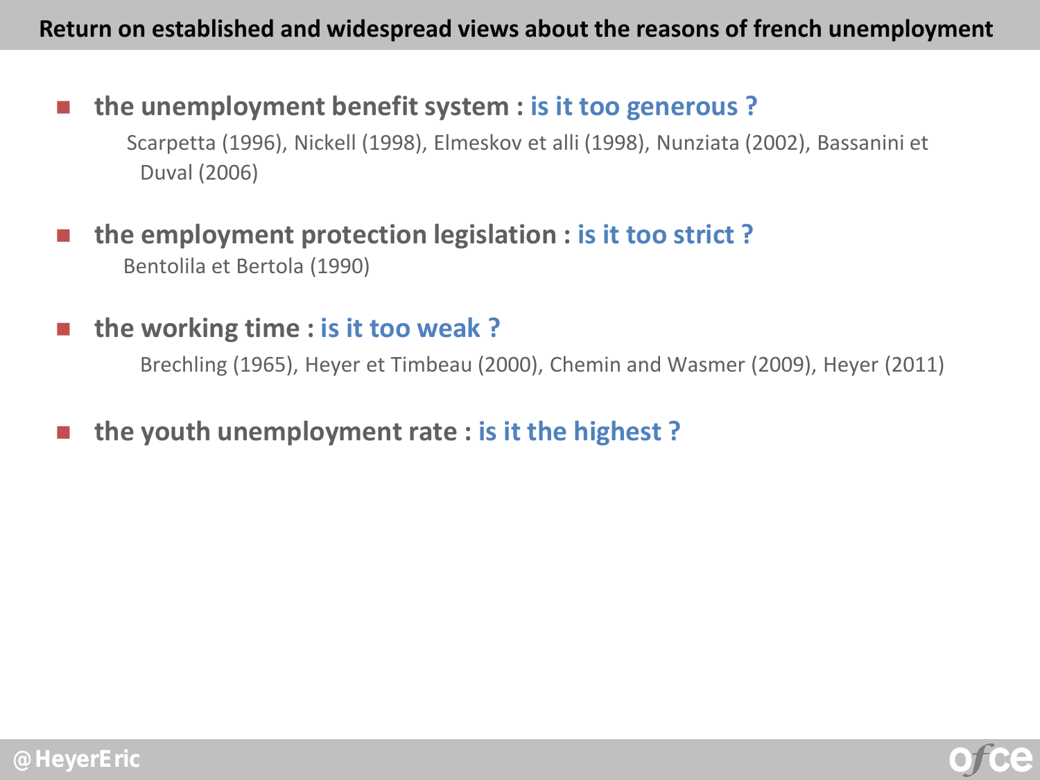# Return on established and widespread views about the reasons of french unemployment

- **the unemployment benefit system : is it too generous ?**

  Scarpetta (1996), Nickell (1998), Elmeskov et alli (1998), Nunziata (2002), Bassanini et Duval (2006)

- **the employment protection legislation : is it too strict ?**

  Bentolila et Bertola (1990)

- **the working time : is it too weak ?**

  Brechling (1965), Heyer et Timbeau (2000), Chemin and Wasmer (2009), Heyer (2011)

- **the youth unemployment rate : is it the highest ?**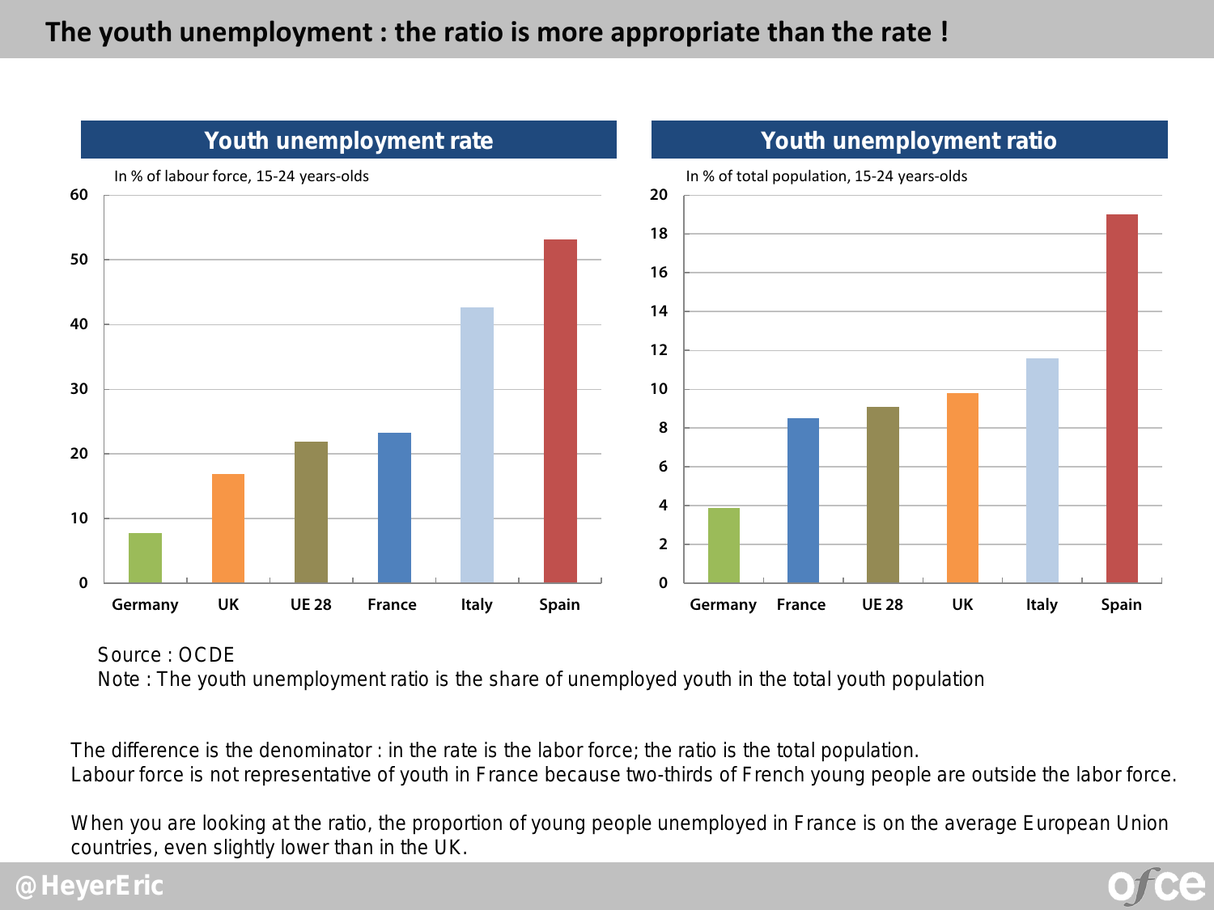# The youth unemployment : the ratio is more appropriate than the rate !

## Youth unemployment rate

In % of labour force, 15-24 years-olds

60
50
40
30
20
10
0

Germany UK UE 28 France Italy Spain

## Youth unemployment ratio

In % of total population, 15-24 years-olds

20
18
16
14
12
10
8
6
4
2
0

Germany France UE 28 UK Italy Spain

Source : OCDE

Note : The youth unemployment ratio is the share of unemployed youth in the total youth population

The difference is the denominator : in the rate is the labor force; the ratio is the total population.
Labour force is not representative of youth in France because two-thirds of French young people are outside the labor force.

When you are looking at the ratio, the proportion of young people unemployed in France is on the average European Union countries, even slightly lower than in the UK.

@HeyerEric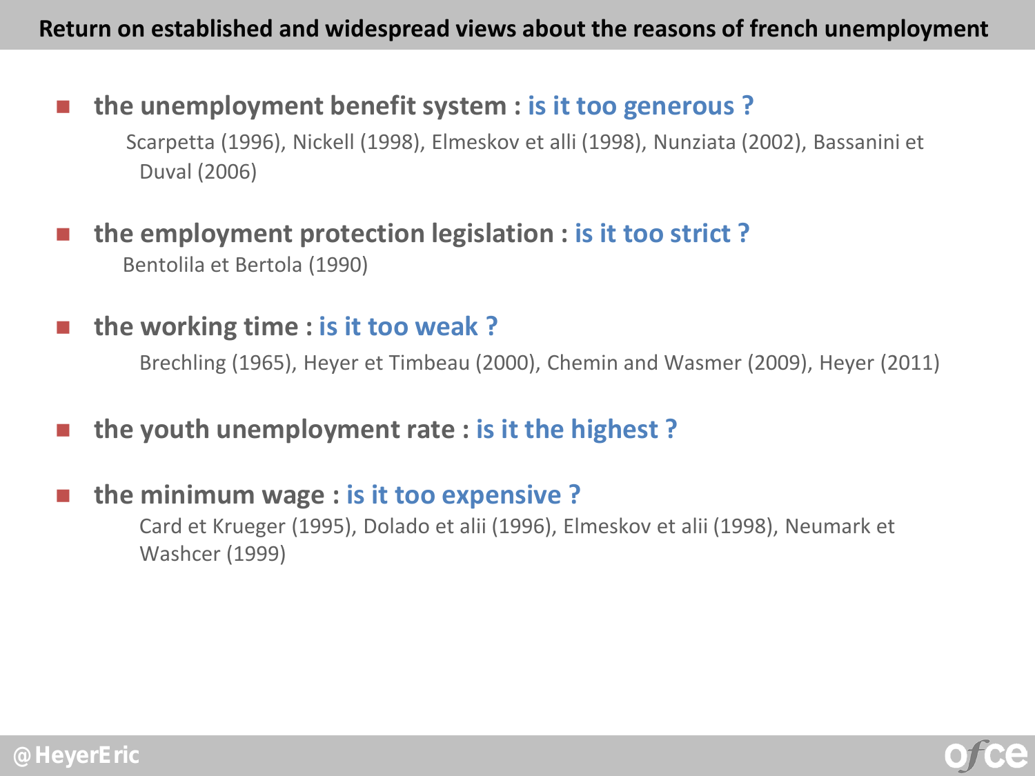# Return on established and widespread views about the reasons of french unemployment

- **the unemployment benefit system : is it too generous ?**

  Scarpetta (1996), Nickell (1998), Elmeskov et alli (1998), Nunziata (2002), Bassanini et Duval (2006)

- **the employment protection legislation : is it too strict ?**

  Bentolila et Bertola (1990)

- **the working time : is it too weak ?**

  Brechling (1965), Heyer et Timbeau (2000), Chemin and Wasmer (2009), Heyer (2011)

- **the youth unemployment rate : is it the highest ?**

- **the minimum wage : is it too expensive ?**

  Card et Krueger (1995), Dolado et alii (1996), Elmeskov et alii (1998), Neumark et Washcer (1999)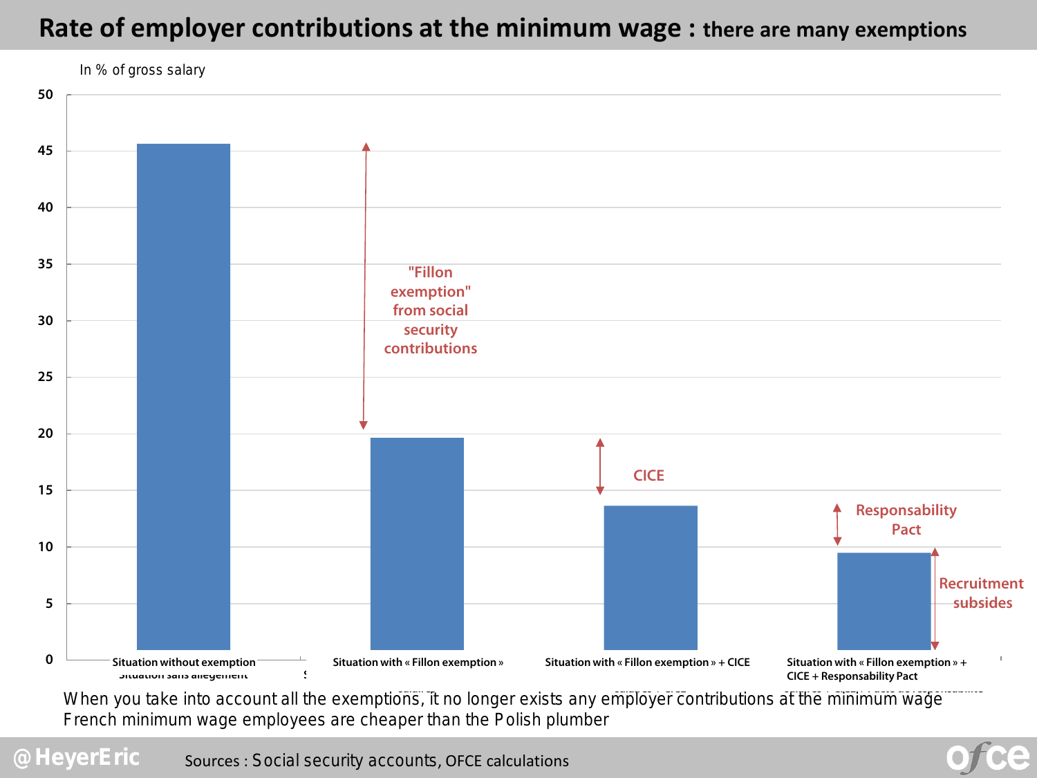# Rate of employer contributions at the minimum wage : there are many exemptions

In % of gross salary

50
45
40
35
30
25
20
15
10
5
0

"Fillon exemption" from social security contributions

CICE

Responsability Pact

Recruitment subsides

Situation without exemption

Situation with « Fillon exemption »

Situation with « Fillon exemption » + CICE

Situation with « Fillon exemption » + CICE + Responsability Pact

When you take into account all the exemptions, it no longer exists any employer contributions at the minimum wage
French minimum wage employees are cheaper than the Polish plumber

@HeyerEric

Sources : Social security accounts, OFCE calculations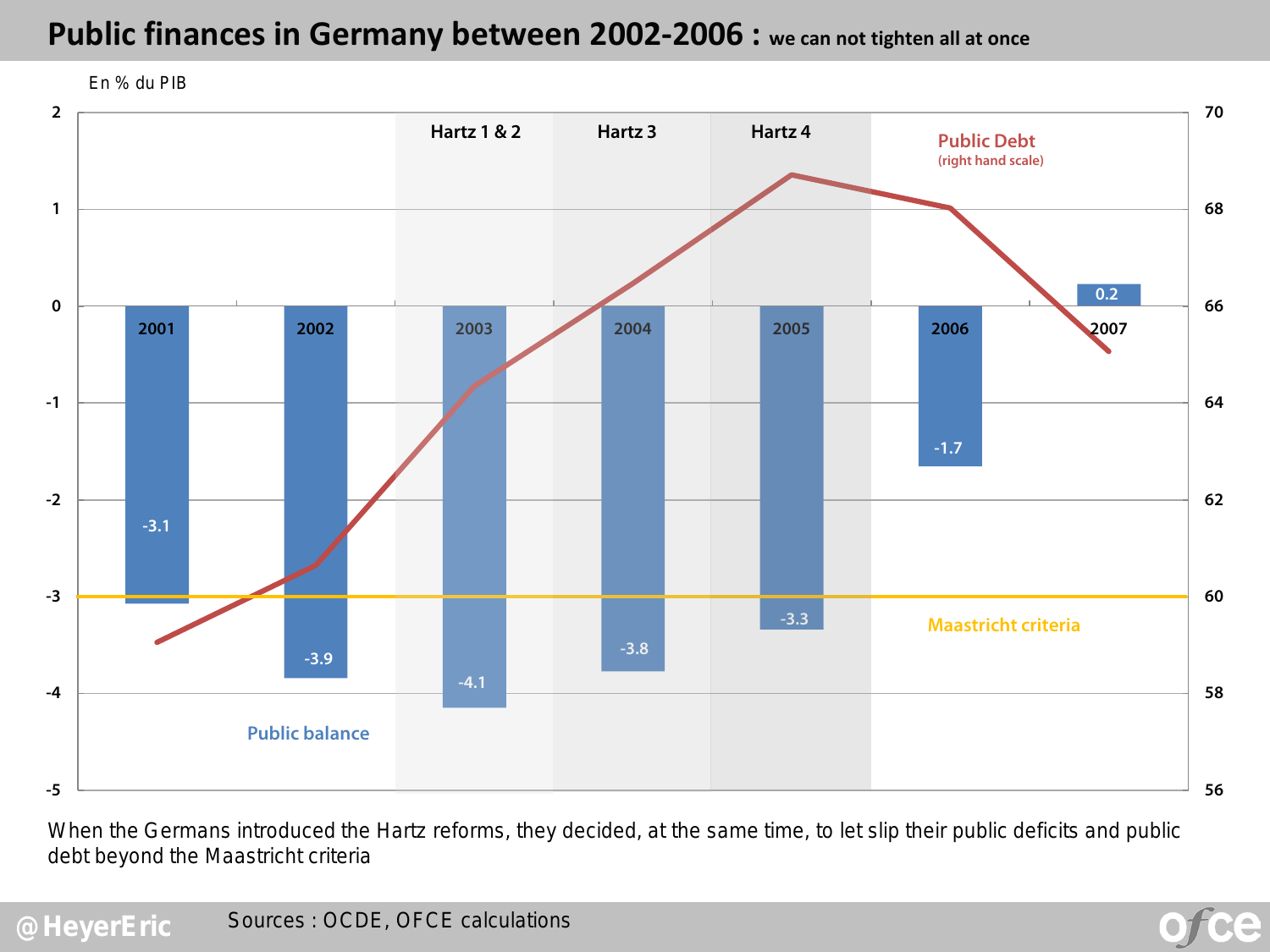# Public finances in Germany between 2002-2006 : we can not tighten all at once

En % du PIB

Hartz 1 & 2

Hartz 3

Hartz 4

Public Debt
(right hand scale)

2001 2002 2003 2004 2005 2006 2007

-3.1 -3.9 -4.1 -3.8 -3.3 -1.7 0.2

Maastricht criteria

Public balance

2, 1, 0, -1, -2, -3, -4, -5

70, 68, 66, 64, 62, 60, 58, 56

When the Germans introduced the Hartz reforms, they decided, at the same time, to let slip their public deficits and public debt beyond the Maastricht criteria

@HeyerEric Sources : OCDE, OFCE calculations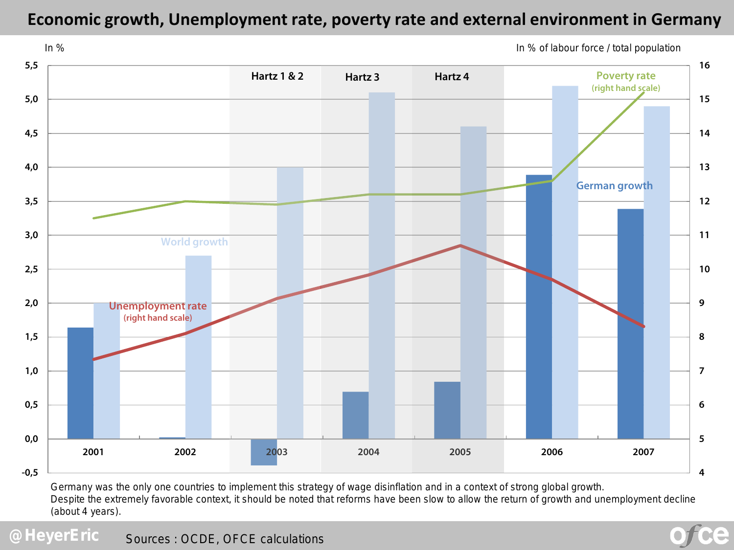# Economic growth, Unemployment rate, poverty rate and external environment in Germany

In %

In % of labour force / total population

5,5
5,0
4,5
4,0
3,5
3,0
2,5
2,0
1,5
1,0
0,5
0,0
-0,5

16
15
14
13
12
11
10
9
8
7
6
5
4

Hartz 1 & 2

Hartz 3

Hartz 4

Poverty rate
(right hand scale)

German growth

World growth

Unemployment rate
(right hand scale)

2001
2002
2003
2004
2005
2006
2007

Germany was the only one countries to implement this strategy of wage disinflation and in a context of strong global growth.
Despite the extremely favorable context, it should be noted that reforms have been slow to allow the return of growth and unemployment decline (about 4 years).

@HeyerEric

Sources : OCDE, OFCE calculations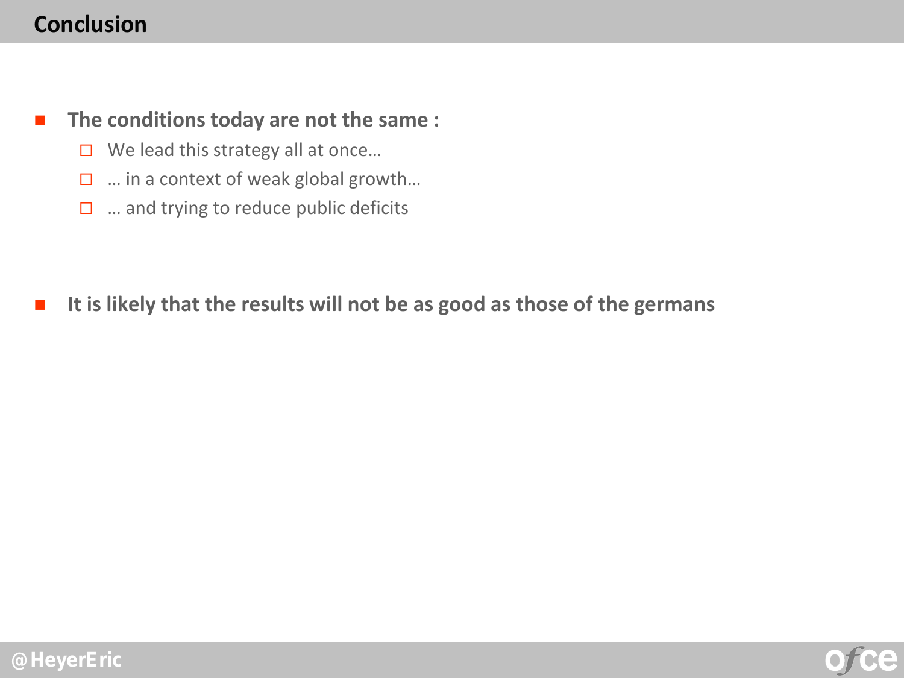## Conclusion

- **The conditions today are not the same :**
  - We lead this strategy all at once…
  - … in a context of weak global growth…
  - … and trying to reduce public deficits

- **It is likely that the results will not be as good as those of the germans**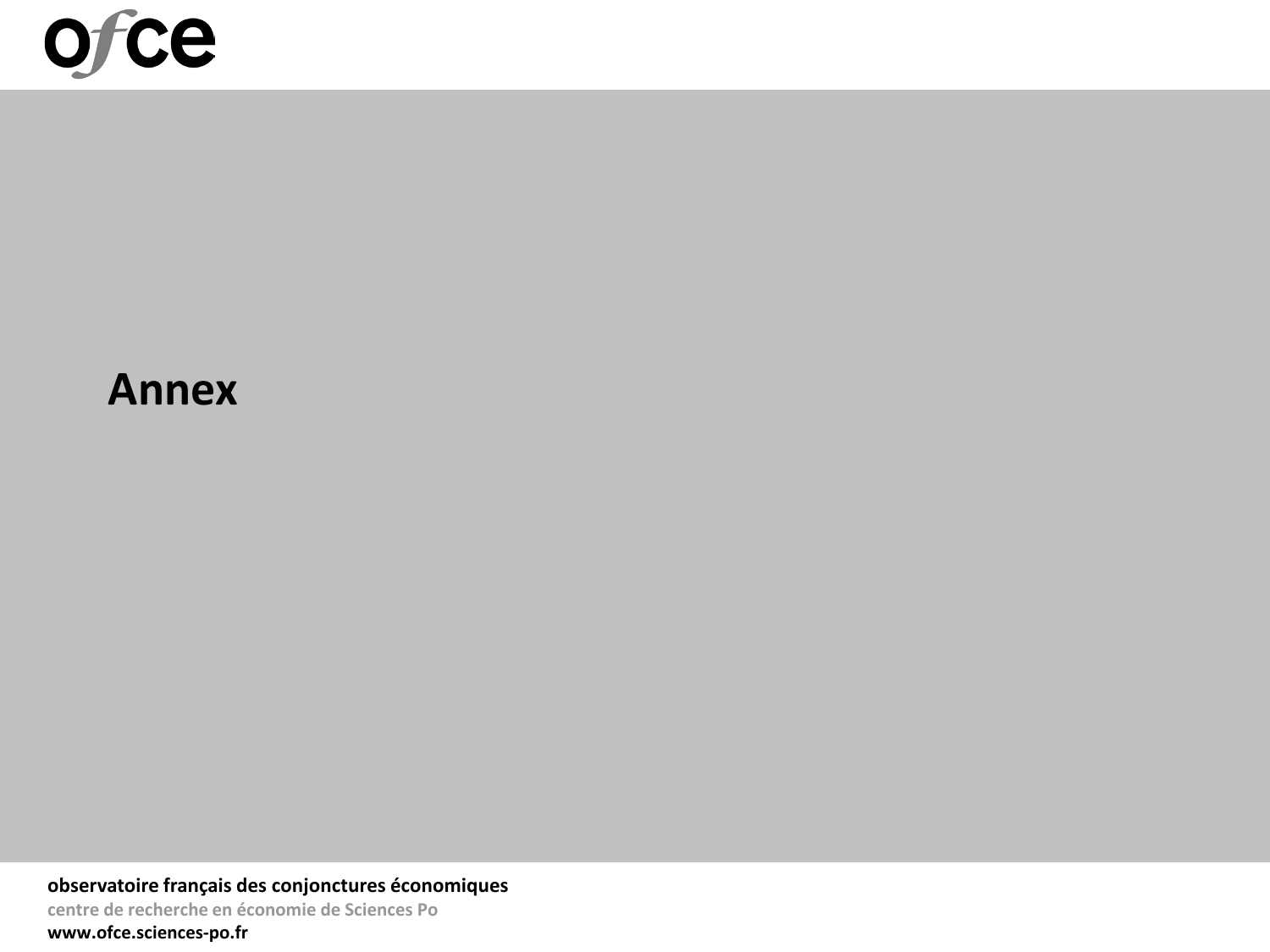# Annex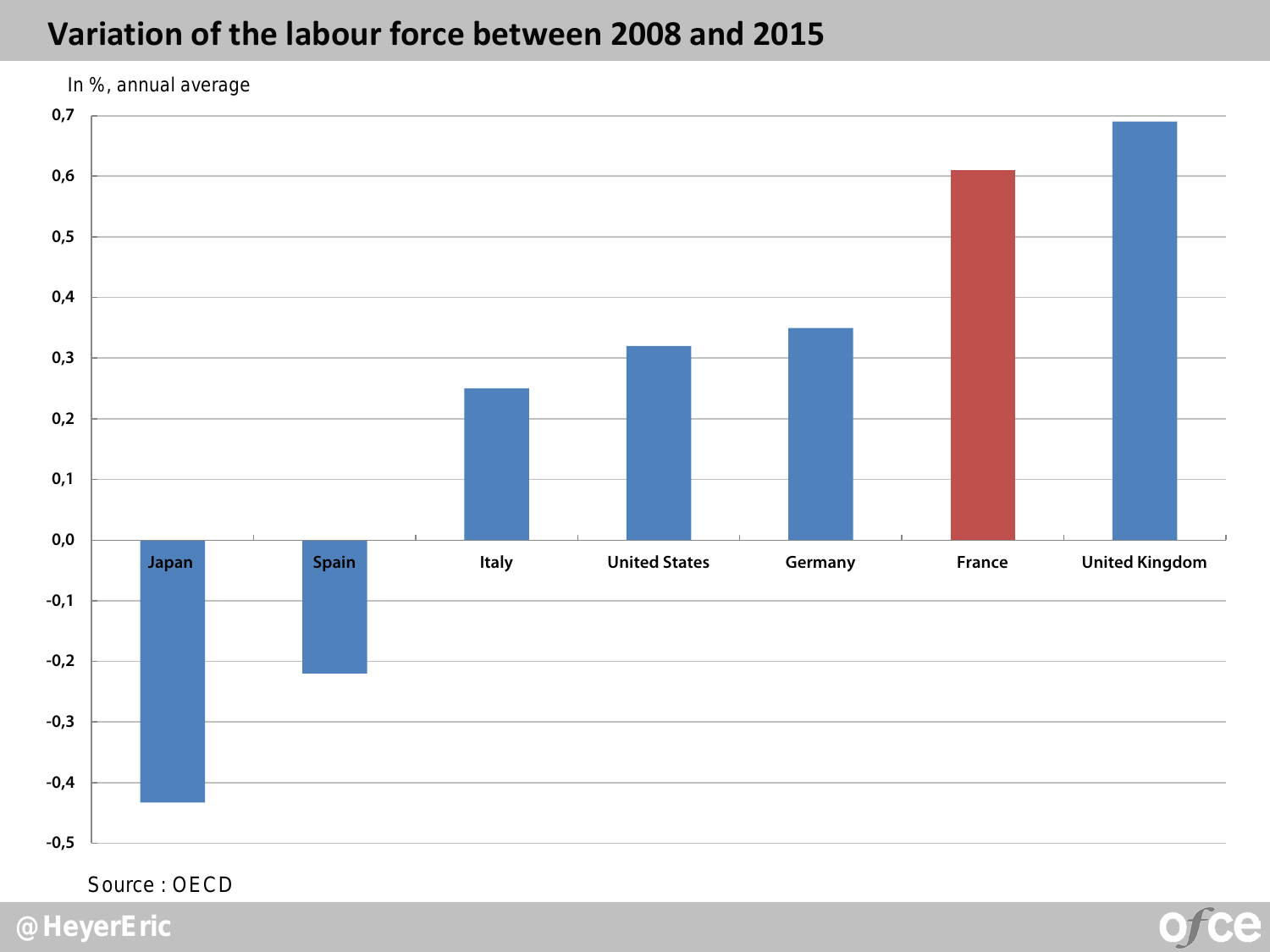# Variation of the labour force between 2008 and 2015

In %, annual average

0,7
0,6
0,5
0,4
0,3
0,2
0,1
0,0
-0,1
-0,2
-0,3
-0,4
-0,5

Japan
Spain
Italy
United States
Germany
France
United Kingdom

Source : OECD

@HeyerEric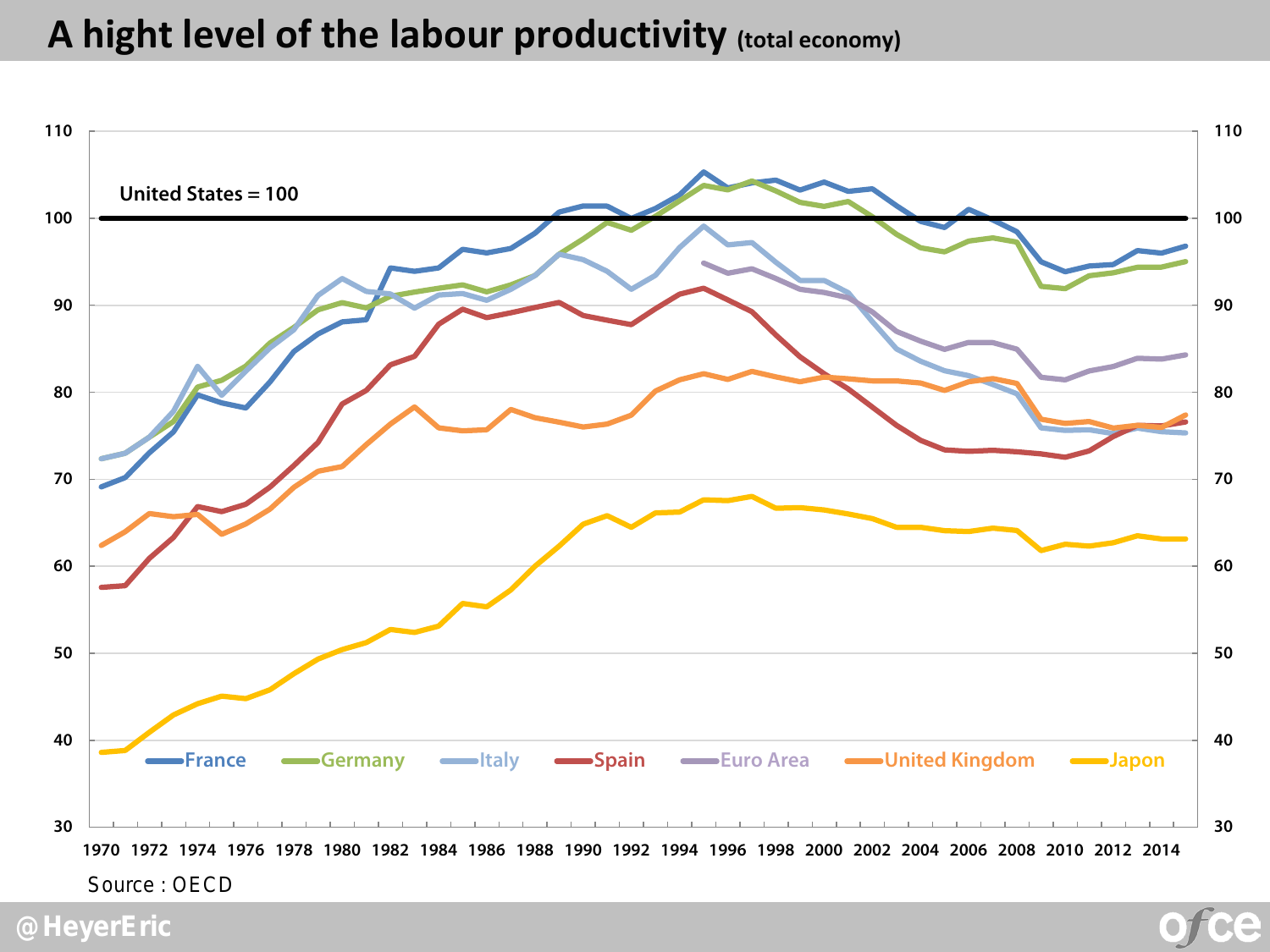# A hight level of the labour productivity (total economy)

United States = 100

110
100
90
80
70
60
50
40
30

1970 1972 1974 1976 1978 1980 1982 1984 1986 1988 1990 1992 1994 1996 1998 2000 2002 2004 2006 2008 2010 2012 2014

France Germany Italy Spain Euro Area United Kingdom Japon

Source : OECD

@HeyerEric

ofce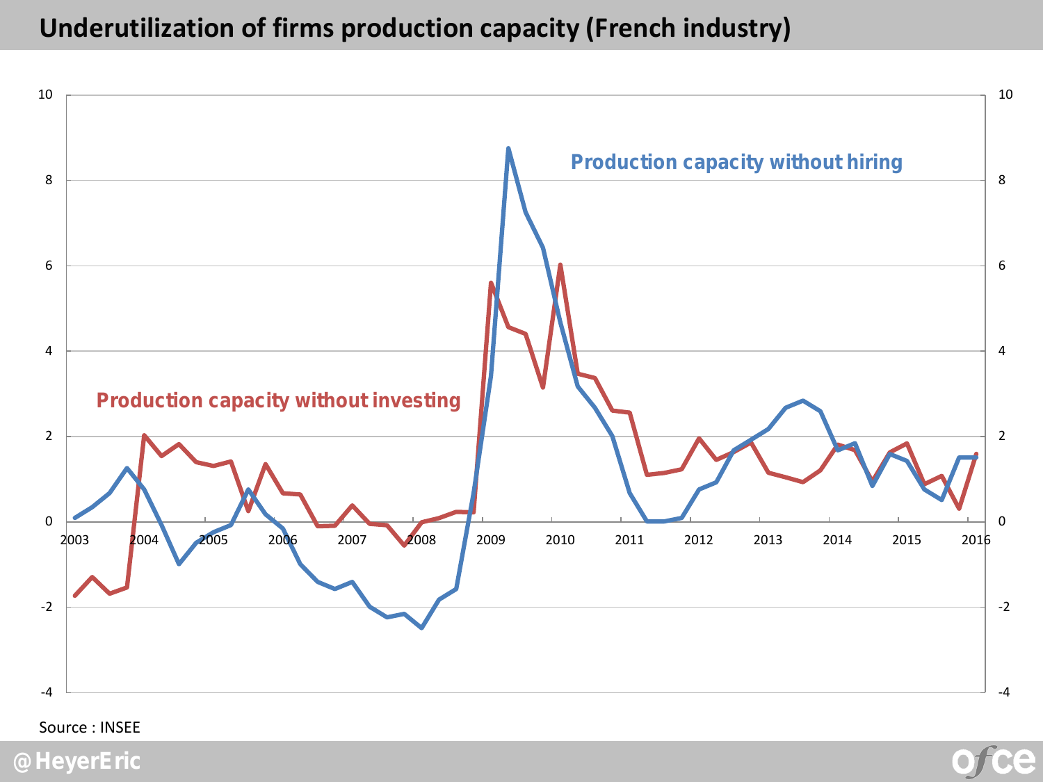# Underutilization of firms production capacity (French industry)

Production capacity without hiring

Production capacity without investing

10
8
6
4
2
0
-2
-4

10
8
6
4
2
0
-2
-4

2003 2004 2005 2006 2007 2008 2009 2010 2011 2012 2013 2014 2015 2016

Source : INSEE

@HeyerEric

ofce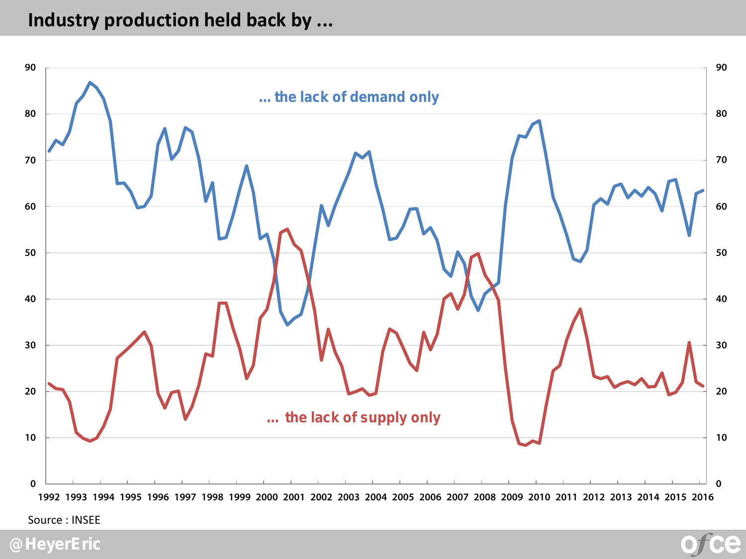# Industry production held back by ...

... the lack of demand only

... the lack of supply only

90
80
70
60
50
40
30
20
10
0

1992 1993 1994 1995 1996 1997 1998 1999 2000 2001 2002 2003 2004 2005 2006 2007 2008 2009 2010 2011 2012 2013 2014 2015 2016

Source : INSEE

@HeyerEric